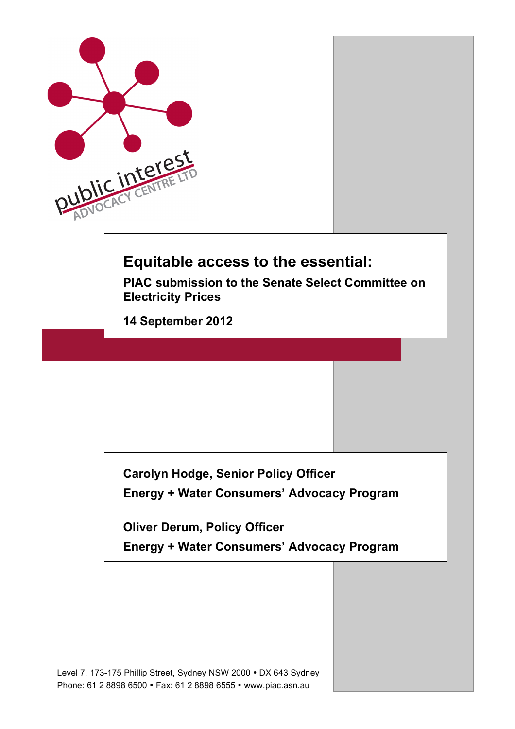public interest ADVOCACY CENTRE LTD

# Equitable access to the essential:

**PIAC submission to the Senate Select Committee on Electricity Prices**

**14 September 2012**

**Carolyn Hodge, Senior Policy Officer**

**Energy + Water Consumers' Advocacy Program**

**Oliver Derum, Policy Officer**

**Energy + Water Consumers' Advocacy Program**

Level 7, 173-175 Phillip Street, Sydney NSW 2000 • DX 643 Sydney
Phone: 61 2 8898 6500 • Fax: 61 2 8898 6555 • www.piac.asn.au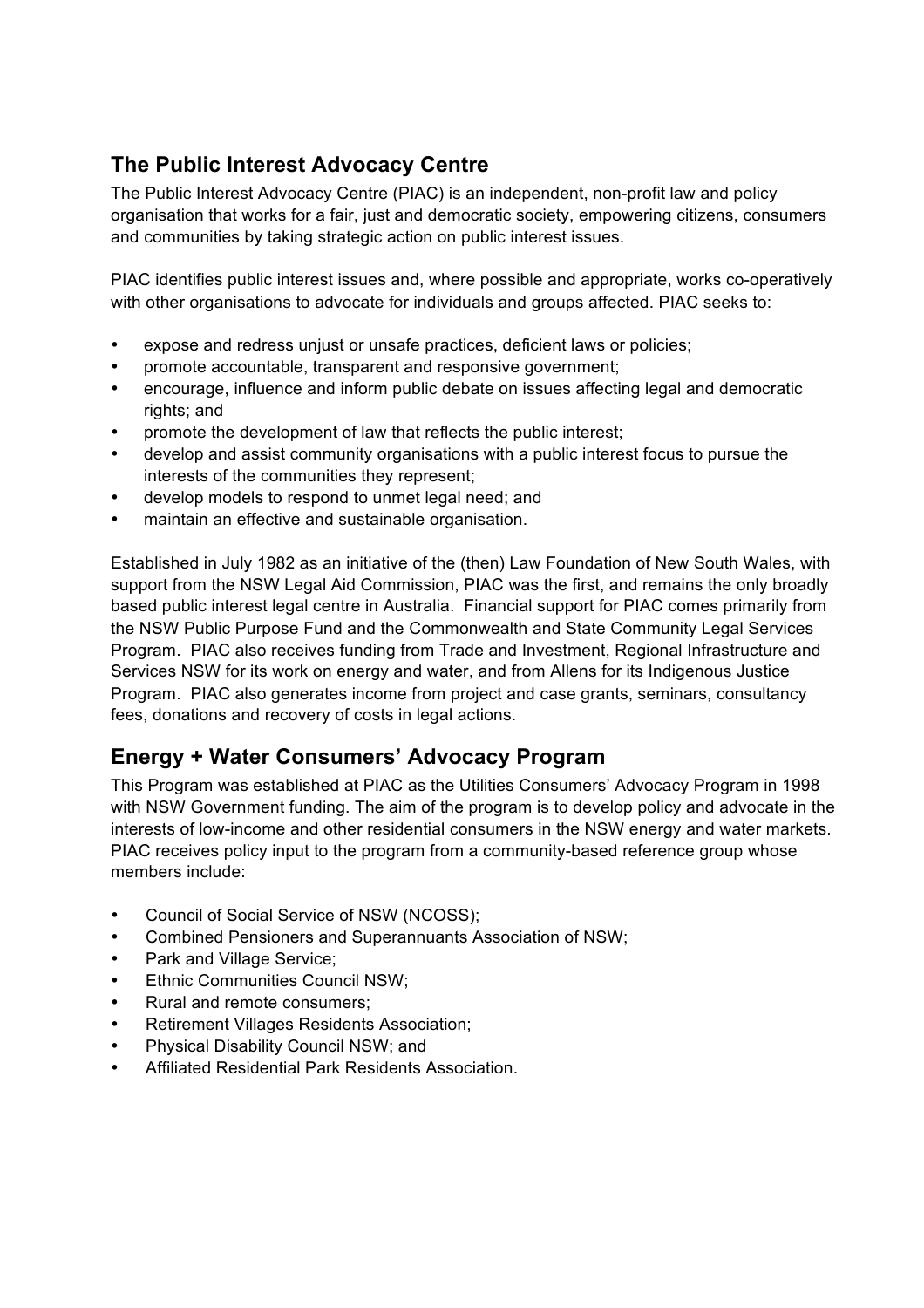## The Public Interest Advocacy Centre

The Public Interest Advocacy Centre (PIAC) is an independent, non-profit law and policy organisation that works for a fair, just and democratic society, empowering citizens, consumers and communities by taking strategic action on public interest issues.

PIAC identifies public interest issues and, where possible and appropriate, works co-operatively with other organisations to advocate for individuals and groups affected. PIAC seeks to:

- expose and redress unjust or unsafe practices, deficient laws or policies;
- promote accountable, transparent and responsive government;
- encourage, influence and inform public debate on issues affecting legal and democratic rights; and
- promote the development of law that reflects the public interest;
- develop and assist community organisations with a public interest focus to pursue the interests of the communities they represent;
- develop models to respond to unmet legal need; and
- maintain an effective and sustainable organisation.

Established in July 1982 as an initiative of the (then) Law Foundation of New South Wales, with support from the NSW Legal Aid Commission, PIAC was the first, and remains the only broadly based public interest legal centre in Australia. Financial support for PIAC comes primarily from the NSW Public Purpose Fund and the Commonwealth and State Community Legal Services Program. PIAC also receives funding from Trade and Investment, Regional Infrastructure and Services NSW for its work on energy and water, and from Allens for its Indigenous Justice Program. PIAC also generates income from project and case grants, seminars, consultancy fees, donations and recovery of costs in legal actions.

## Energy + Water Consumers' Advocacy Program

This Program was established at PIAC as the Utilities Consumers' Advocacy Program in 1998 with NSW Government funding. The aim of the program is to develop policy and advocate in the interests of low-income and other residential consumers in the NSW energy and water markets. PIAC receives policy input to the program from a community-based reference group whose members include:

- Council of Social Service of NSW (NCOSS);
- Combined Pensioners and Superannuants Association of NSW;
- Park and Village Service;
- Ethnic Communities Council NSW;
- Rural and remote consumers;
- Retirement Villages Residents Association;
- Physical Disability Council NSW; and
- Affiliated Residential Park Residents Association.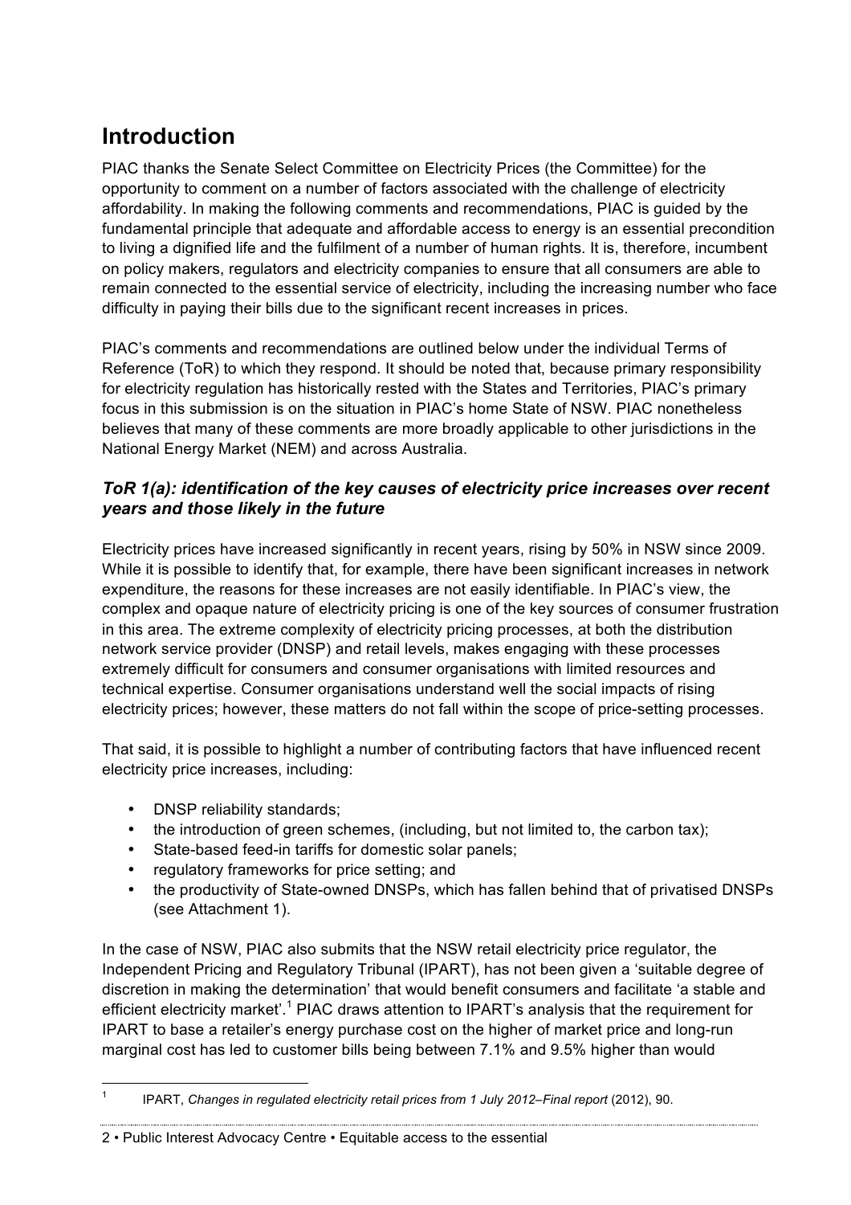# Introduction

PIAC thanks the Senate Select Committee on Electricity Prices (the Committee) for the opportunity to comment on a number of factors associated with the challenge of electricity affordability. In making the following comments and recommendations, PIAC is guided by the fundamental principle that adequate and affordable access to energy is an essential precondition to living a dignified life and the fulfilment of a number of human rights. It is, therefore, incumbent on policy makers, regulators and electricity companies to ensure that all consumers are able to remain connected to the essential service of electricity, including the increasing number who face difficulty in paying their bills due to the significant recent increases in prices.

PIAC's comments and recommendations are outlined below under the individual Terms of Reference (ToR) to which they respond. It should be noted that, because primary responsibility for electricity regulation has historically rested with the States and Territories, PIAC's primary focus in this submission is on the situation in PIAC's home State of NSW. PIAC nonetheless believes that many of these comments are more broadly applicable to other jurisdictions in the National Energy Market (NEM) and across Australia.

### *ToR 1(a): identification of the key causes of electricity price increases over recent years and those likely in the future*

Electricity prices have increased significantly in recent years, rising by 50% in NSW since 2009. While it is possible to identify that, for example, there have been significant increases in network expenditure, the reasons for these increases are not easily identifiable. In PIAC's view, the complex and opaque nature of electricity pricing is one of the key sources of consumer frustration in this area. The extreme complexity of electricity pricing processes, at both the distribution network service provider (DNSP) and retail levels, makes engaging with these processes extremely difficult for consumers and consumer organisations with limited resources and technical expertise. Consumer organisations understand well the social impacts of rising electricity prices; however, these matters do not fall within the scope of price-setting processes.

That said, it is possible to highlight a number of contributing factors that have influenced recent electricity price increases, including:

- DNSP reliability standards;
- the introduction of green schemes, (including, but not limited to, the carbon tax);
- State-based feed-in tariffs for domestic solar panels;
- regulatory frameworks for price setting; and
- the productivity of State-owned DNSPs, which has fallen behind that of privatised DNSPs (see Attachment 1).

In the case of NSW, PIAC also submits that the NSW retail electricity price regulator, the Independent Pricing and Regulatory Tribunal (IPART), has not been given a 'suitable degree of discretion in making the determination' that would benefit consumers and facilitate 'a stable and efficient electricity market'.[1] PIAC draws attention to IPART's analysis that the requirement for IPART to base a retailer's energy purchase cost on the higher of market price and long-run marginal cost has led to customer bills being between 7.1% and 9.5% higher than would

[1] IPART, *Changes in regulated electricity retail prices from 1 July 2012–Final report* (2012), 90.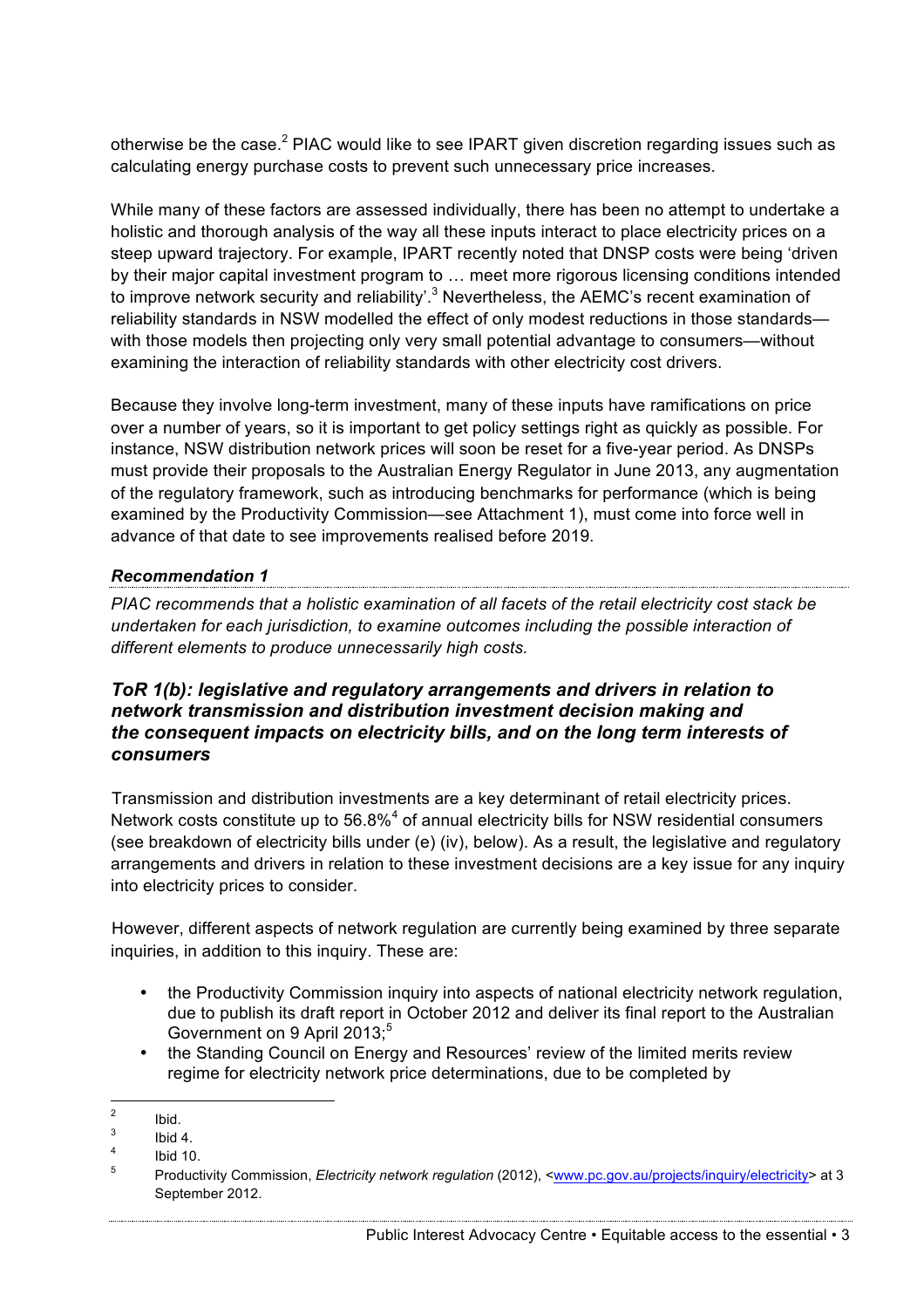otherwise be the case.[2] PIAC would like to see IPART given discretion regarding issues such as calculating energy purchase costs to prevent such unnecessary price increases.

While many of these factors are assessed individually, there has been no attempt to undertake a holistic and thorough analysis of the way all these inputs interact to place electricity prices on a steep upward trajectory. For example, IPART recently noted that DNSP costs were being 'driven by their major capital investment program to … meet more rigorous licensing conditions intended to improve network security and reliability'.[3] Nevertheless, the AEMC's recent examination of reliability standards in NSW modelled the effect of only modest reductions in those standards—with those models then projecting only very small potential advantage to consumers—without examining the interaction of reliability standards with other electricity cost drivers.

Because they involve long-term investment, many of these inputs have ramifications on price over a number of years, so it is important to get policy settings right as quickly as possible. For instance, NSW distribution network prices will soon be reset for a five-year period. As DNSPs must provide their proposals to the Australian Energy Regulator in June 2013, any augmentation of the regulatory framework, such as introducing benchmarks for performance (which is being examined by the Productivity Commission—see Attachment 1), must come into force well in advance of that date to see improvements realised before 2019.

***Recommendation 1***

*PIAC recommends that a holistic examination of all facets of the retail electricity cost stack be undertaken for each jurisdiction, to examine outcomes including the possible interaction of different elements to produce unnecessarily high costs.*

### *ToR 1(b): legislative and regulatory arrangements and drivers in relation to network transmission and distribution investment decision making and the consequent impacts on electricity bills, and on the long term interests of consumers*

Transmission and distribution investments are a key determinant of retail electricity prices. Network costs constitute up to 56.8%[4] of annual electricity bills for NSW residential consumers (see breakdown of electricity bills under (e) (iv), below). As a result, the legislative and regulatory arrangements and drivers in relation to these investment decisions are a key issue for any inquiry into electricity prices to consider.

However, different aspects of network regulation are currently being examined by three separate inquiries, in addition to this inquiry. These are:

- the Productivity Commission inquiry into aspects of national electricity network regulation, due to publish its draft report in October 2012 and deliver its final report to the Australian Government on 9 April 2013;[5]
- the Standing Council on Energy and Resources' review of the limited merits review regime for electricity network price determinations, due to be completed by

---

[2] Ibid.

[3] Ibid 4.

[4] Ibid 10.

[5] Productivity Commission, *Electricity network regulation* (2012), <www.pc.gov.au/projects/inquiry/electricity> at 3 September 2012.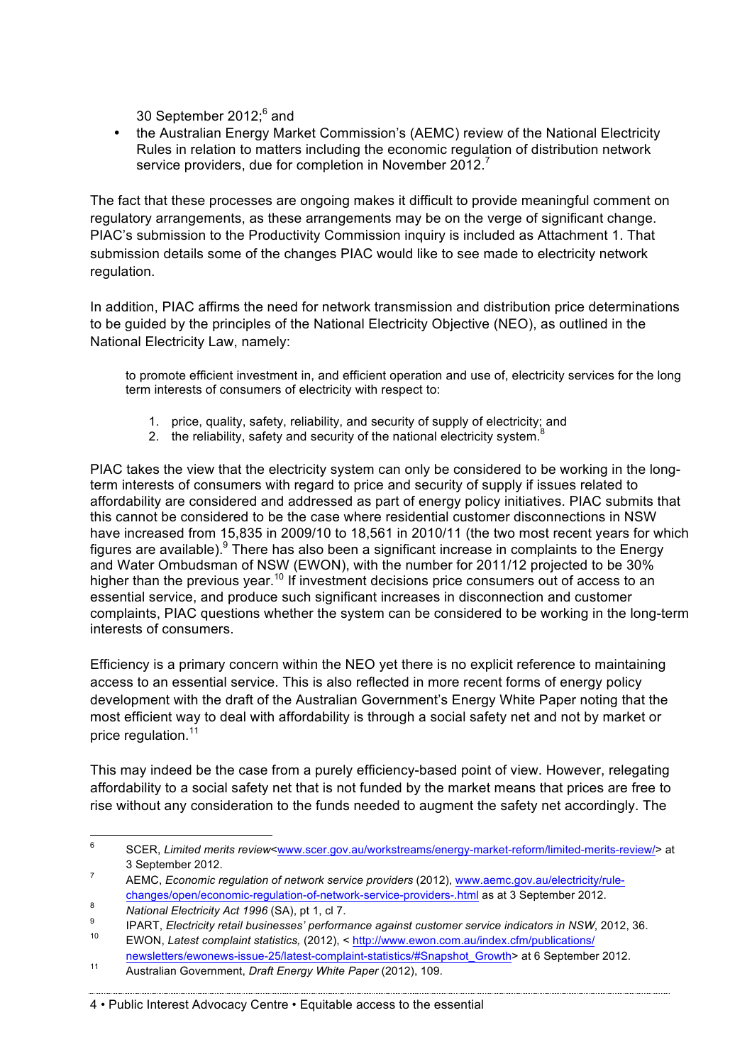30 September 2012;[6] and

- the Australian Energy Market Commission's (AEMC) review of the National Electricity Rules in relation to matters including the economic regulation of distribution network service providers, due for completion in November 2012.[7]

The fact that these processes are ongoing makes it difficult to provide meaningful comment on regulatory arrangements, as these arrangements may be on the verge of significant change. PIAC's submission to the Productivity Commission inquiry is included as Attachment 1. That submission details some of the changes PIAC would like to see made to electricity network regulation.

In addition, PIAC affirms the need for network transmission and distribution price determinations to be guided by the principles of the National Electricity Objective (NEO), as outlined in the National Electricity Law, namely:

> to promote efficient investment in, and efficient operation and use of, electricity services for the long term interests of consumers of electricity with respect to:
>
> 1. price, quality, safety, reliability, and security of supply of electricity; and
> 2. the reliability, safety and security of the national electricity system.[8]

PIAC takes the view that the electricity system can only be considered to be working in the long-term interests of consumers with regard to price and security of supply if issues related to affordability are considered and addressed as part of energy policy initiatives. PIAC submits that this cannot be considered to be the case where residential customer disconnections in NSW have increased from 15,835 in 2009/10 to 18,561 in 2010/11 (the two most recent years for which figures are available).[9] There has also been a significant increase in complaints to the Energy and Water Ombudsman of NSW (EWON), with the number for 2011/12 projected to be 30% higher than the previous year.[10] If investment decisions price consumers out of access to an essential service, and produce such significant increases in disconnection and customer complaints, PIAC questions whether the system can be considered to be working in the long-term interests of consumers.

Efficiency is a primary concern within the NEO yet there is no explicit reference to maintaining access to an essential service. This is also reflected in more recent forms of energy policy development with the draft of the Australian Government's Energy White Paper noting that the most efficient way to deal with affordability is through a social safety net and not by market or price regulation.[11]

This may indeed be the case from a purely efficiency-based point of view. However, relegating affordability to a social safety net that is not funded by the market means that prices are free to rise without any consideration to the funds needed to augment the safety net accordingly. The

---

[6] SCER, *Limited merits review*<www.scer.gov.au/workstreams/energy-market-reform/limited-merits-review/> at 3 September 2012.

[7] AEMC, *Economic regulation of network service providers* (2012), www.aemc.gov.au/electricity/rule-changes/open/economic-regulation-of-network-service-providers-.html as at 3 September 2012.

[8] *National Electricity Act 1996* (SA), pt 1, cl 7.

[9] IPART, *Electricity retail businesses' performance against customer service indicators in NSW*, 2012, 36.

[10] EWON, *Latest complaint statistics,* (2012), < http://www.ewon.com.au/index.cfm/publications/newsletters/ewonews-issue-25/latest-complaint-statistics/#Snapshot_Growth> at 6 September 2012.

[11] Australian Government, *Draft Energy White Paper* (2012), 109.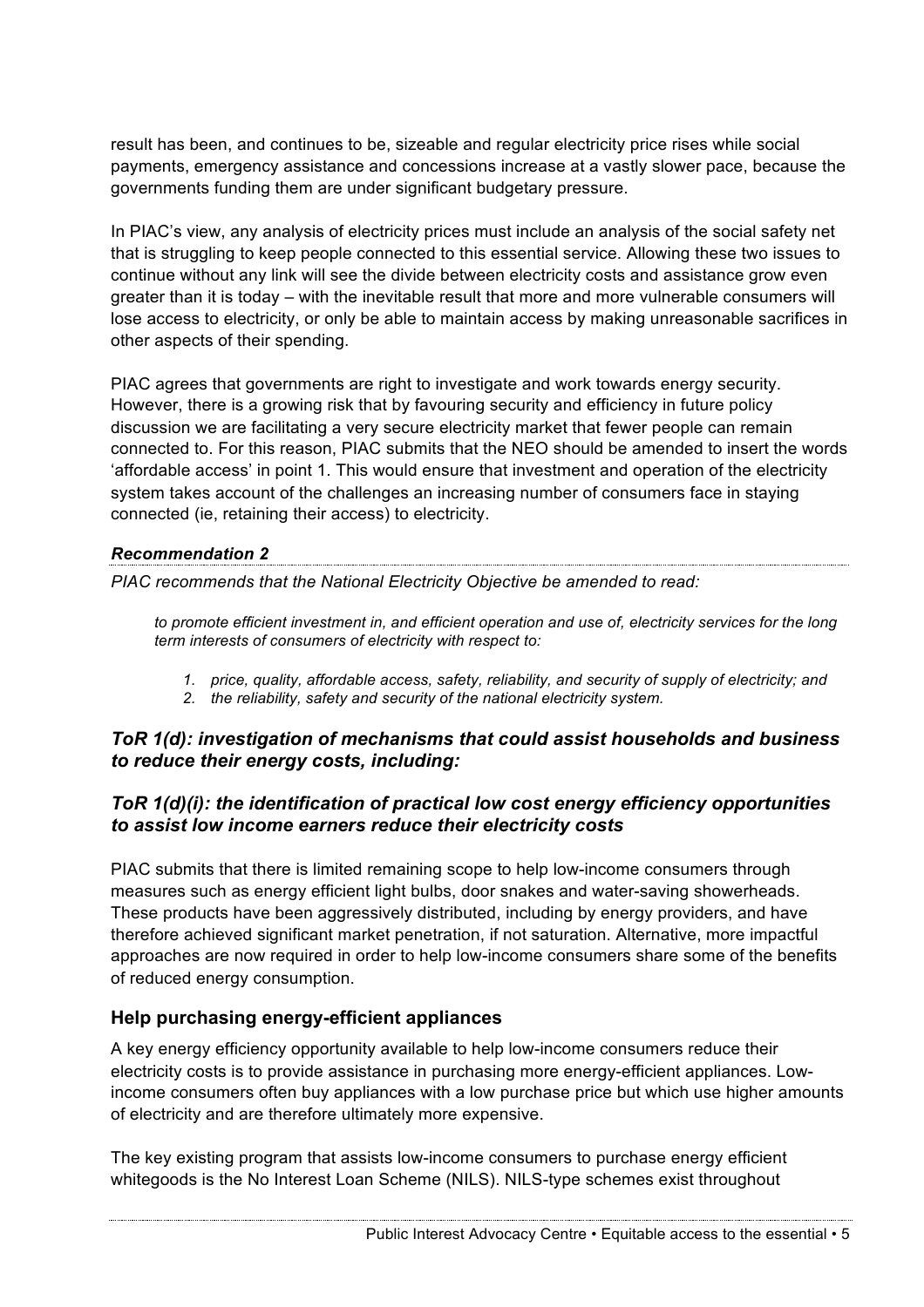result has been, and continues to be, sizeable and regular electricity price rises while social payments, emergency assistance and concessions increase at a vastly slower pace, because the governments funding them are under significant budgetary pressure.

In PIAC's view, any analysis of electricity prices must include an analysis of the social safety net that is struggling to keep people connected to this essential service. Allowing these two issues to continue without any link will see the divide between electricity costs and assistance grow even greater than it is today – with the inevitable result that more and more vulnerable consumers will lose access to electricity, or only be able to maintain access by making unreasonable sacrifices in other aspects of their spending.

PIAC agrees that governments are right to investigate and work towards energy security. However, there is a growing risk that by favouring security and efficiency in future policy discussion we are facilitating a very secure electricity market that fewer people can remain connected to. For this reason, PIAC submits that the NEO should be amended to insert the words 'affordable access' in point 1. This would ensure that investment and operation of the electricity system takes account of the challenges an increasing number of consumers face in staying connected (ie, retaining their access) to electricity.

***Recommendation 2***

*PIAC recommends that the National Electricity Objective be amended to read:*

> *to promote efficient investment in, and efficient operation and use of, electricity services for the long term interests of consumers of electricity with respect to:*
>
> 1. *price, quality, affordable access, safety, reliability, and security of supply of electricity; and*
> 2. *the reliability, safety and security of the national electricity system.*

### *ToR 1(d): investigation of mechanisms that could assist households and business to reduce their energy costs, including:*

### *ToR 1(d)(i): the identification of practical low cost energy efficiency opportunities to assist low income earners reduce their electricity costs*

PIAC submits that there is limited remaining scope to help low-income consumers through measures such as energy efficient light bulbs, door snakes and water-saving showerheads. These products have been aggressively distributed, including by energy providers, and have therefore achieved significant market penetration, if not saturation. Alternative, more impactful approaches are now required in order to help low-income consumers share some of the benefits of reduced energy consumption.

#### Help purchasing energy-efficient appliances

A key energy efficiency opportunity available to help low-income consumers reduce their electricity costs is to provide assistance in purchasing more energy-efficient appliances. Low-income consumers often buy appliances with a low purchase price but which use higher amounts of electricity and are therefore ultimately more expensive.

The key existing program that assists low-income consumers to purchase energy efficient whitegoods is the No Interest Loan Scheme (NILS). NILS-type schemes exist throughout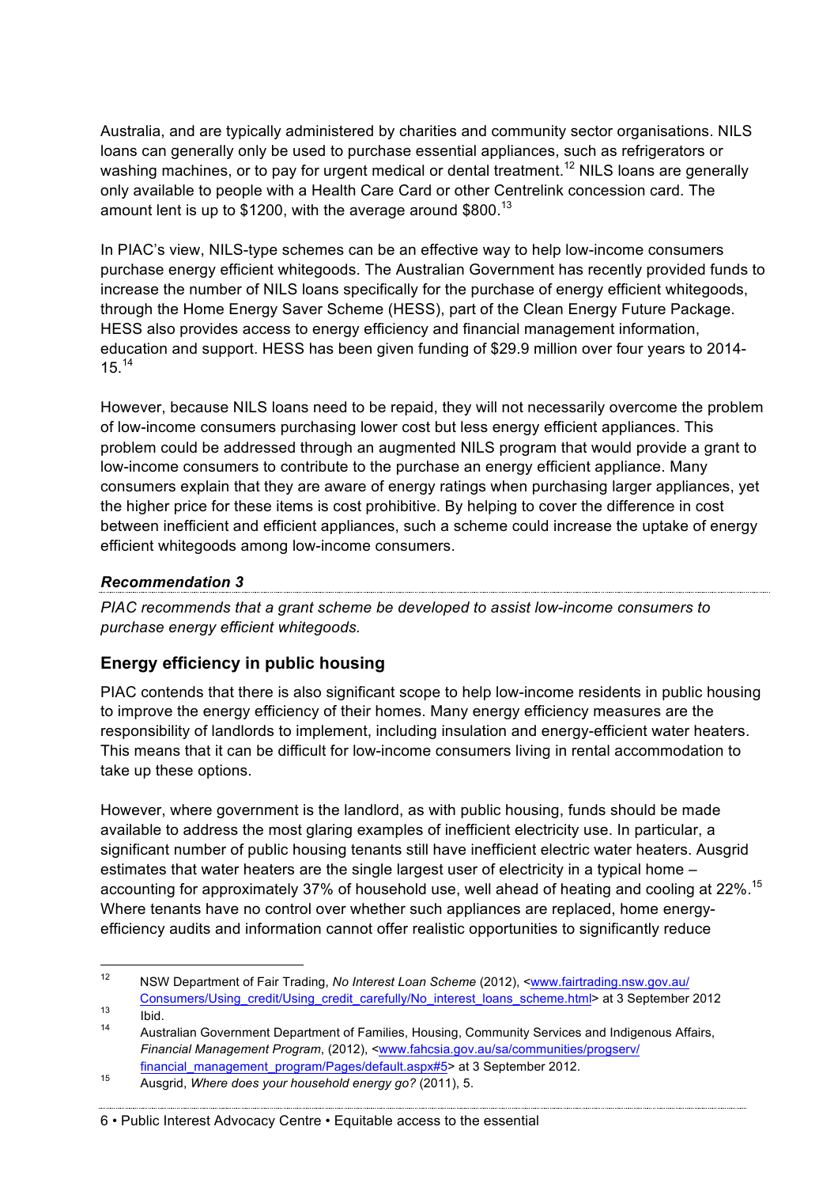Australia, and are typically administered by charities and community sector organisations. NILS loans can generally only be used to purchase essential appliances, such as refrigerators or washing machines, or to pay for urgent medical or dental treatment.[12] NILS loans are generally only available to people with a Health Care Card or other Centrelink concession card. The amount lent is up to $1200, with the average around $800.[13]

In PIAC's view, NILS-type schemes can be an effective way to help low-income consumers purchase energy efficient whitegoods. The Australian Government has recently provided funds to increase the number of NILS loans specifically for the purchase of energy efficient whitegoods, through the Home Energy Saver Scheme (HESS), part of the Clean Energy Future Package. HESS also provides access to energy efficiency and financial management information, education and support. HESS has been given funding of $29.9 million over four years to 2014-15.[14]

However, because NILS loans need to be repaid, they will not necessarily overcome the problem of low-income consumers purchasing lower cost but less energy efficient appliances. This problem could be addressed through an augmented NILS program that would provide a grant to low-income consumers to contribute to the purchase an energy efficient appliance. Many consumers explain that they are aware of energy ratings when purchasing larger appliances, yet the higher price for these items is cost prohibitive. By helping to cover the difference in cost between inefficient and efficient appliances, such a scheme could increase the uptake of energy efficient whitegoods among low-income consumers.

***Recommendation 3***

*PIAC recommends that a grant scheme be developed to assist low-income consumers to purchase energy efficient whitegoods.*

## Energy efficiency in public housing

PIAC contends that there is also significant scope to help low-income residents in public housing to improve the energy efficiency of their homes. Many energy efficiency measures are the responsibility of landlords to implement, including insulation and energy-efficient water heaters. This means that it can be difficult for low-income consumers living in rental accommodation to take up these options.

However, where government is the landlord, as with public housing, funds should be made available to address the most glaring examples of inefficient electricity use. In particular, a significant number of public housing tenants still have inefficient electric water heaters. Ausgrid estimates that water heaters are the single largest user of electricity in a typical home – accounting for approximately 37% of household use, well ahead of heating and cooling at 22%.[15] Where tenants have no control over whether such appliances are replaced, home energy-efficiency audits and information cannot offer realistic opportunities to significantly reduce

---

[12] NSW Department of Fair Trading, *No Interest Loan Scheme* (2012), <www.fairtrading.nsw.gov.au/Consumers/Using_credit/Using_credit_carefully/No_interest_loans_scheme.html> at 3 September 2012

[13] Ibid.

[14] Australian Government Department of Families, Housing, Community Services and Indigenous Affairs, *Financial Management Program*, (2012), <www.fahcsia.gov.au/sa/communities/progserv/financial_management_program/Pages/default.aspx#5> at 3 September 2012.

[15] Ausgrid, *Where does your household energy go?* (2011), 5.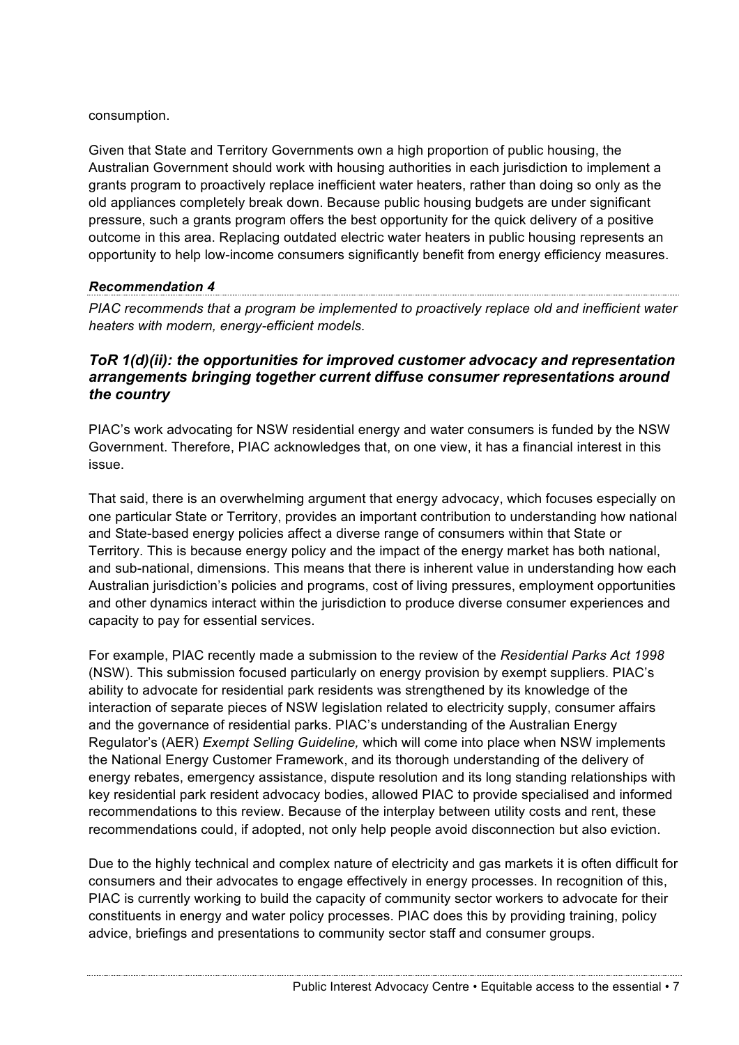consumption.

Given that State and Territory Governments own a high proportion of public housing, the Australian Government should work with housing authorities in each jurisdiction to implement a grants program to proactively replace inefficient water heaters, rather than doing so only as the old appliances completely break down. Because public housing budgets are under significant pressure, such a grants program offers the best opportunity for the quick delivery of a positive outcome in this area. Replacing outdated electric water heaters in public housing represents an opportunity to help low-income consumers significantly benefit from energy efficiency measures.

***Recommendation 4***

*PIAC recommends that a program be implemented to proactively replace old and inefficient water heaters with modern, energy-efficient models.*

### *ToR 1(d)(ii): the opportunities for improved customer advocacy and representation arrangements bringing together current diffuse consumer representations around the country*

PIAC's work advocating for NSW residential energy and water consumers is funded by the NSW Government. Therefore, PIAC acknowledges that, on one view, it has a financial interest in this issue.

That said, there is an overwhelming argument that energy advocacy, which focuses especially on one particular State or Territory, provides an important contribution to understanding how national and State-based energy policies affect a diverse range of consumers within that State or Territory. This is because energy policy and the impact of the energy market has both national, and sub-national, dimensions. This means that there is inherent value in understanding how each Australian jurisdiction's policies and programs, cost of living pressures, employment opportunities and other dynamics interact within the jurisdiction to produce diverse consumer experiences and capacity to pay for essential services.

For example, PIAC recently made a submission to the review of the *Residential Parks Act 1998* (NSW). This submission focused particularly on energy provision by exempt suppliers. PIAC's ability to advocate for residential park residents was strengthened by its knowledge of the interaction of separate pieces of NSW legislation related to electricity supply, consumer affairs and the governance of residential parks. PIAC's understanding of the Australian Energy Regulator's (AER) *Exempt Selling Guideline,* which will come into place when NSW implements the National Energy Customer Framework, and its thorough understanding of the delivery of energy rebates, emergency assistance, dispute resolution and its long standing relationships with key residential park resident advocacy bodies, allowed PIAC to provide specialised and informed recommendations to this review. Because of the interplay between utility costs and rent, these recommendations could, if adopted, not only help people avoid disconnection but also eviction.

Due to the highly technical and complex nature of electricity and gas markets it is often difficult for consumers and their advocates to engage effectively in energy processes. In recognition of this, PIAC is currently working to build the capacity of community sector workers to advocate for their constituents in energy and water policy processes. PIAC does this by providing training, policy advice, briefings and presentations to community sector staff and consumer groups.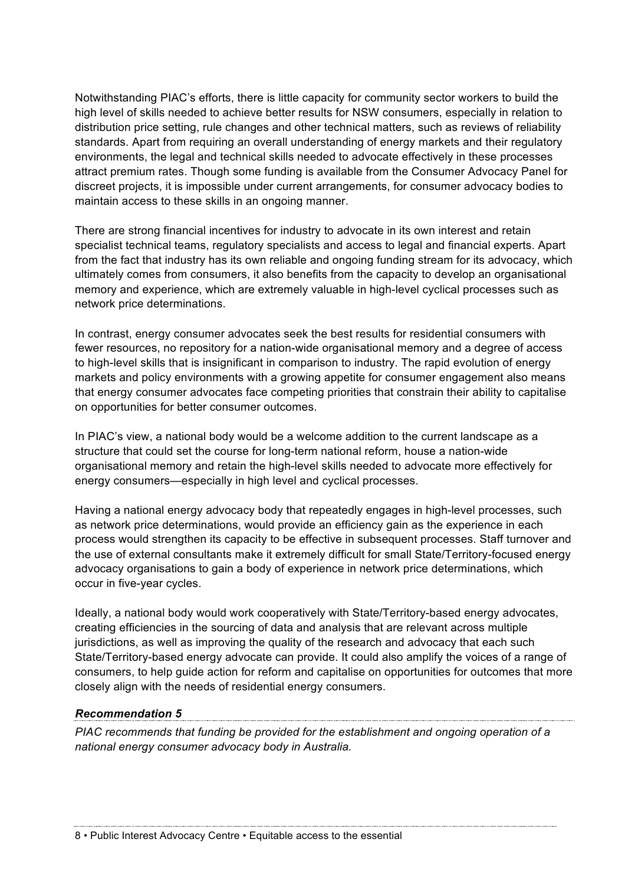Notwithstanding PIAC's efforts, there is little capacity for community sector workers to build the high level of skills needed to achieve better results for NSW consumers, especially in relation to distribution price setting, rule changes and other technical matters, such as reviews of reliability standards. Apart from requiring an overall understanding of energy markets and their regulatory environments, the legal and technical skills needed to advocate effectively in these processes attract premium rates. Though some funding is available from the Consumer Advocacy Panel for discreet projects, it is impossible under current arrangements, for consumer advocacy bodies to maintain access to these skills in an ongoing manner.

There are strong financial incentives for industry to advocate in its own interest and retain specialist technical teams, regulatory specialists and access to legal and financial experts. Apart from the fact that industry has its own reliable and ongoing funding stream for its advocacy, which ultimately comes from consumers, it also benefits from the capacity to develop an organisational memory and experience, which are extremely valuable in high-level cyclical processes such as network price determinations.

In contrast, energy consumer advocates seek the best results for residential consumers with fewer resources, no repository for a nation-wide organisational memory and a degree of access to high-level skills that is insignificant in comparison to industry. The rapid evolution of energy markets and policy environments with a growing appetite for consumer engagement also means that energy consumer advocates face competing priorities that constrain their ability to capitalise on opportunities for better consumer outcomes.

In PIAC's view, a national body would be a welcome addition to the current landscape as a structure that could set the course for long-term national reform, house a nation-wide organisational memory and retain the high-level skills needed to advocate more effectively for energy consumers—especially in high level and cyclical processes.

Having a national energy advocacy body that repeatedly engages in high-level processes, such as network price determinations, would provide an efficiency gain as the experience in each process would strengthen its capacity to be effective in subsequent processes. Staff turnover and the use of external consultants make it extremely difficult for small State/Territory-focused energy advocacy organisations to gain a body of experience in network price determinations, which occur in five-year cycles.

Ideally, a national body would work cooperatively with State/Territory-based energy advocates, creating efficiencies in the sourcing of data and analysis that are relevant across multiple jurisdictions, as well as improving the quality of the research and advocacy that each such State/Territory-based energy advocate can provide. It could also amplify the voices of a range of consumers, to help guide action for reform and capitalise on opportunities for outcomes that more closely align with the needs of residential energy consumers.

***Recommendation 5***

*PIAC recommends that funding be provided for the establishment and ongoing operation of a national energy consumer advocacy body in Australia.*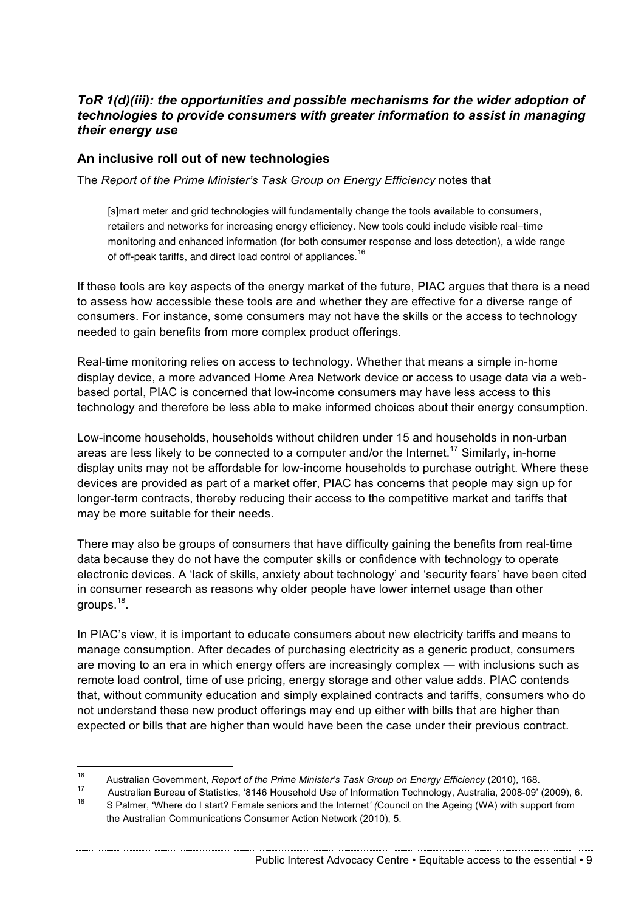### *ToR 1(d)(iii): the opportunities and possible mechanisms for the wider adoption of technologies to provide consumers with greater information to assist in managing their energy use*

#### An inclusive roll out of new technologies

The *Report of the Prime Minister's Task Group on Energy Efficiency* notes that

> [s]mart meter and grid technologies will fundamentally change the tools available to consumers, retailers and networks for increasing energy efficiency. New tools could include visible real–time monitoring and enhanced information (for both consumer response and loss detection), a wide range of off-peak tariffs, and direct load control of appliances.[16]

If these tools are key aspects of the energy market of the future, PIAC argues that there is a need to assess how accessible these tools are and whether they are effective for a diverse range of consumers. For instance, some consumers may not have the skills or the access to technology needed to gain benefits from more complex product offerings.

Real-time monitoring relies on access to technology. Whether that means a simple in-home display device, a more advanced Home Area Network device or access to usage data via a web-based portal, PIAC is concerned that low-income consumers may have less access to this technology and therefore be less able to make informed choices about their energy consumption.

Low-income households, households without children under 15 and households in non-urban areas are less likely to be connected to a computer and/or the Internet.[17] Similarly, in-home display units may not be affordable for low-income households to purchase outright. Where these devices are provided as part of a market offer, PIAC has concerns that people may sign up for longer-term contracts, thereby reducing their access to the competitive market and tariffs that may be more suitable for their needs.

There may also be groups of consumers that have difficulty gaining the benefits from real-time data because they do not have the computer skills or confidence with technology to operate electronic devices. A 'lack of skills, anxiety about technology' and 'security fears' have been cited in consumer research as reasons why older people have lower internet usage than other groups.[18].

In PIAC's view, it is important to educate consumers about new electricity tariffs and means to manage consumption. After decades of purchasing electricity as a generic product, consumers are moving to an era in which energy offers are increasingly complex — with inclusions such as remote load control, time of use pricing, energy storage and other value adds. PIAC contends that, without community education and simply explained contracts and tariffs, consumers who do not understand these new product offerings may end up either with bills that are higher than expected or bills that are higher than would have been the case under their previous contract.

---

16 Australian Government, *Report of the Prime Minister's Task Group on Energy Efficiency* (2010), 168.

17 Australian Bureau of Statistics, '8146 Household Use of Information Technology, Australia, 2008-09' (2009), 6.

18 S Palmer, 'Where do I start? Female seniors and the Internet' (Council on the Ageing (WA) with support from the Australian Communications Consumer Action Network (2010), 5.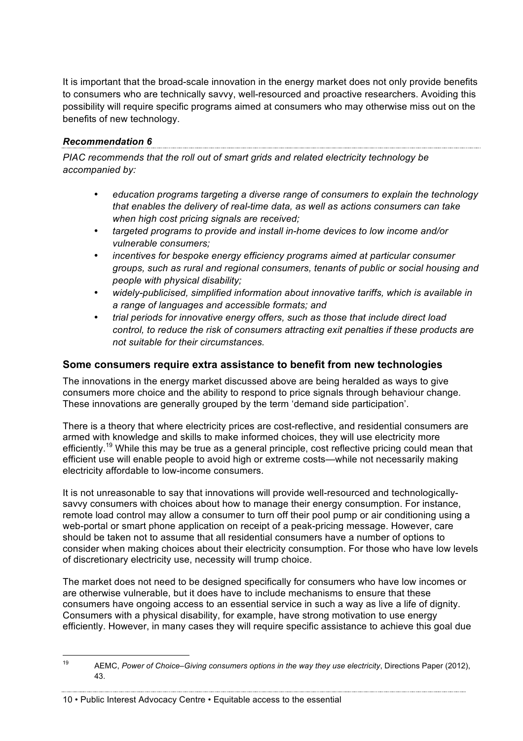It is important that the broad-scale innovation in the energy market does not only provide benefits to consumers who are technically savvy, well-resourced and proactive researchers. Avoiding this possibility will require specific programs aimed at consumers who may otherwise miss out on the benefits of new technology.

***Recommendation 6***

*PIAC recommends that the roll out of smart grids and related electricity technology be accompanied by:*

- *education programs targeting a diverse range of consumers to explain the technology that enables the delivery of real-time data, as well as actions consumers can take when high cost pricing signals are received;*
- *targeted programs to provide and install in-home devices to low income and/or vulnerable consumers;*
- *incentives for bespoke energy efficiency programs aimed at particular consumer groups, such as rural and regional consumers, tenants of public or social housing and people with physical disability;*
- *widely-publicised, simplified information about innovative tariffs, which is available in a range of languages and accessible formats; and*
- *trial periods for innovative energy offers, such as those that include direct load control, to reduce the risk of consumers attracting exit penalties if these products are not suitable for their circumstances.*

## Some consumers require extra assistance to benefit from new technologies

The innovations in the energy market discussed above are being heralded as ways to give consumers more choice and the ability to respond to price signals through behaviour change. These innovations are generally grouped by the term 'demand side participation'.

There is a theory that where electricity prices are cost-reflective, and residential consumers are armed with knowledge and skills to make informed choices, they will use electricity more efficiently.[19] While this may be true as a general principle, cost reflective pricing could mean that efficient use will enable people to avoid high or extreme costs—while not necessarily making electricity affordable to low-income consumers.

It is not unreasonable to say that innovations will provide well-resourced and technologically-savvy consumers with choices about how to manage their energy consumption. For instance, remote load control may allow a consumer to turn off their pool pump or air conditioning using a web-portal or smart phone application on receipt of a peak-pricing message. However, care should be taken not to assume that all residential consumers have a number of options to consider when making choices about their electricity consumption. For those who have low levels of discretionary electricity use, necessity will trump choice.

The market does not need to be designed specifically for consumers who have low incomes or are otherwise vulnerable, but it does have to include mechanisms to ensure that these consumers have ongoing access to an essential service in such a way as live a life of dignity. Consumers with a physical disability, for example, have strong motivation to use energy efficiently. However, in many cases they will require specific assistance to achieve this goal due

---

[19] AEMC, *Power of Choice–Giving consumers options in the way they use electricity*, Directions Paper (2012), 43.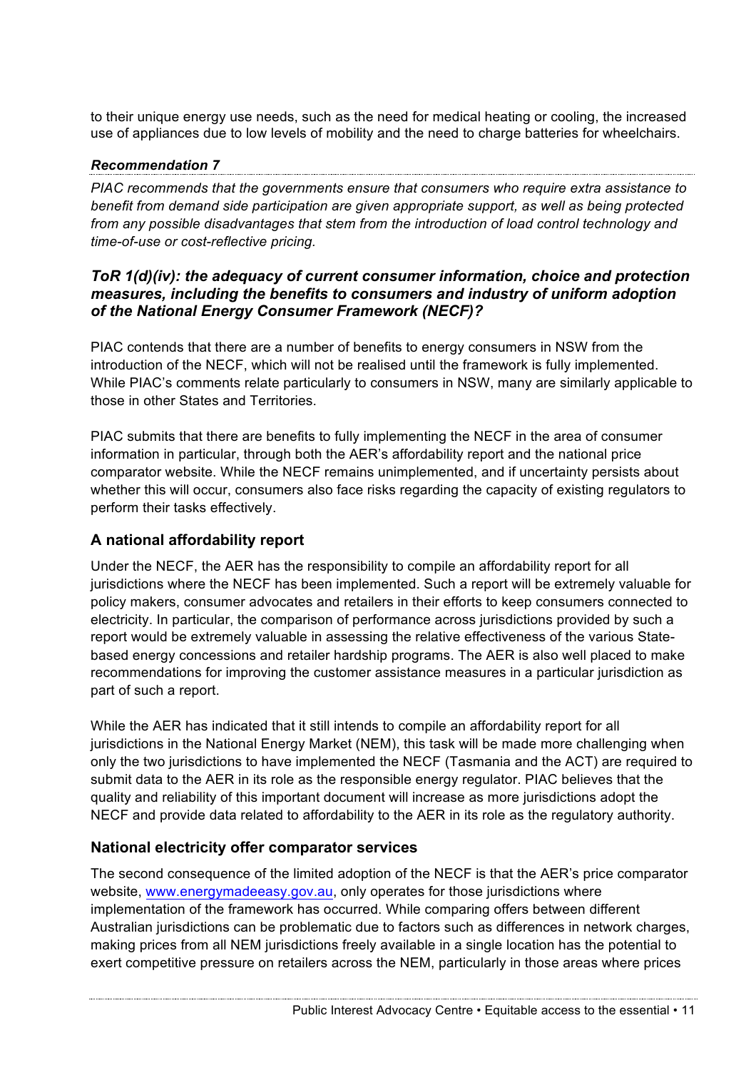to their unique energy use needs, such as the need for medical heating or cooling, the increased use of appliances due to low levels of mobility and the need to charge batteries for wheelchairs.

***Recommendation 7***

*PIAC recommends that the governments ensure that consumers who require extra assistance to benefit from demand side participation are given appropriate support, as well as being protected from any possible disadvantages that stem from the introduction of load control technology and time-of-use or cost-reflective pricing.*

### *ToR 1(d)(iv): the adequacy of current consumer information, choice and protection measures, including the benefits to consumers and industry of uniform adoption of the National Energy Consumer Framework (NECF)?*

PIAC contends that there are a number of benefits to energy consumers in NSW from the introduction of the NECF, which will not be realised until the framework is fully implemented. While PIAC's comments relate particularly to consumers in NSW, many are similarly applicable to those in other States and Territories.

PIAC submits that there are benefits to fully implementing the NECF in the area of consumer information in particular, through both the AER's affordability report and the national price comparator website. While the NECF remains unimplemented, and if uncertainty persists about whether this will occur, consumers also face risks regarding the capacity of existing regulators to perform their tasks effectively.

### A national affordability report

Under the NECF, the AER has the responsibility to compile an affordability report for all jurisdictions where the NECF has been implemented. Such a report will be extremely valuable for policy makers, consumer advocates and retailers in their efforts to keep consumers connected to electricity. In particular, the comparison of performance across jurisdictions provided by such a report would be extremely valuable in assessing the relative effectiveness of the various State-based energy concessions and retailer hardship programs. The AER is also well placed to make recommendations for improving the customer assistance measures in a particular jurisdiction as part of such a report.

While the AER has indicated that it still intends to compile an affordability report for all jurisdictions in the National Energy Market (NEM), this task will be made more challenging when only the two jurisdictions to have implemented the NECF (Tasmania and the ACT) are required to submit data to the AER in its role as the responsible energy regulator. PIAC believes that the quality and reliability of this important document will increase as more jurisdictions adopt the NECF and provide data related to affordability to the AER in its role as the regulatory authority.

### National electricity offer comparator services

The second consequence of the limited adoption of the NECF is that the AER's price comparator website, www.energymadeeasy.gov.au, only operates for those jurisdictions where implementation of the framework has occurred. While comparing offers between different Australian jurisdictions can be problematic due to factors such as differences in network charges, making prices from all NEM jurisdictions freely available in a single location has the potential to exert competitive pressure on retailers across the NEM, particularly in those areas where prices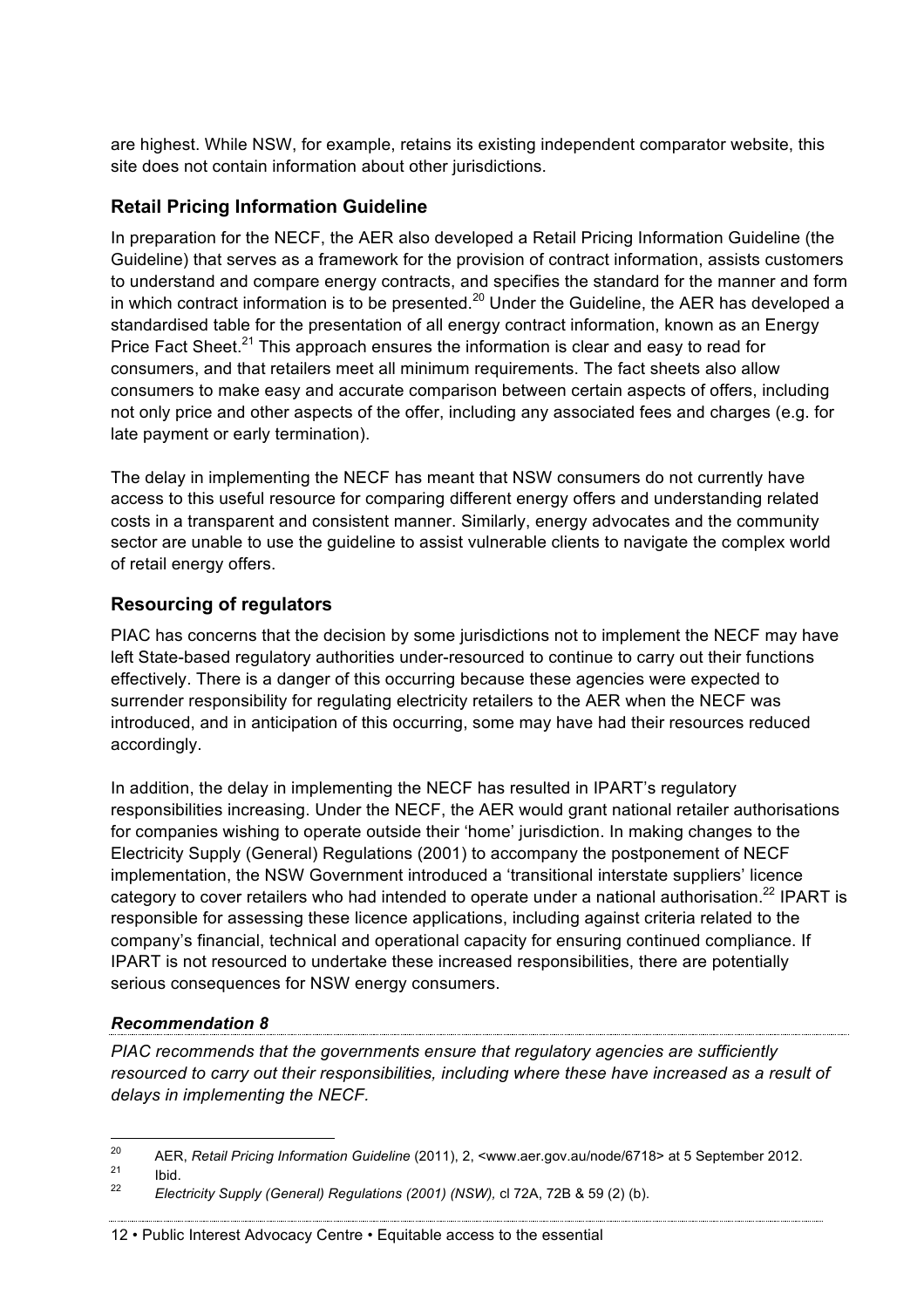are highest. While NSW, for example, retains its existing independent comparator website, this site does not contain information about other jurisdictions.

### Retail Pricing Information Guideline

In preparation for the NECF, the AER also developed a Retail Pricing Information Guideline (the Guideline) that serves as a framework for the provision of contract information, assists customers to understand and compare energy contracts, and specifies the standard for the manner and form in which contract information is to be presented.[20] Under the Guideline, the AER has developed a standardised table for the presentation of all energy contract information, known as an Energy Price Fact Sheet.[21] This approach ensures the information is clear and easy to read for consumers, and that retailers meet all minimum requirements. The fact sheets also allow consumers to make easy and accurate comparison between certain aspects of offers, including not only price and other aspects of the offer, including any associated fees and charges (e.g. for late payment or early termination).

The delay in implementing the NECF has meant that NSW consumers do not currently have access to this useful resource for comparing different energy offers and understanding related costs in a transparent and consistent manner. Similarly, energy advocates and the community sector are unable to use the guideline to assist vulnerable clients to navigate the complex world of retail energy offers.

### Resourcing of regulators

PIAC has concerns that the decision by some jurisdictions not to implement the NECF may have left State-based regulatory authorities under-resourced to continue to carry out their functions effectively. There is a danger of this occurring because these agencies were expected to surrender responsibility for regulating electricity retailers to the AER when the NECF was introduced, and in anticipation of this occurring, some may have had their resources reduced accordingly.

In addition, the delay in implementing the NECF has resulted in IPART's regulatory responsibilities increasing. Under the NECF, the AER would grant national retailer authorisations for companies wishing to operate outside their 'home' jurisdiction. In making changes to the Electricity Supply (General) Regulations (2001) to accompany the postponement of NECF implementation, the NSW Government introduced a 'transitional interstate suppliers' licence category to cover retailers who had intended to operate under a national authorisation.[22] IPART is responsible for assessing these licence applications, including against criteria related to the company's financial, technical and operational capacity for ensuring continued compliance. If IPART is not resourced to undertake these increased responsibilities, there are potentially serious consequences for NSW energy consumers.

#### *Recommendation 8*

*PIAC recommends that the governments ensure that regulatory agencies are sufficiently resourced to carry out their responsibilities, including where these have increased as a result of delays in implementing the NECF.*

---

[20] AER, *Retail Pricing Information Guideline* (2011), 2, <www.aer.gov.au/node/6718> at 5 September 2012.

[21] Ibid.

[22] *Electricity Supply (General) Regulations (2001) (NSW)*, cl 72A, 72B & 59 (2) (b).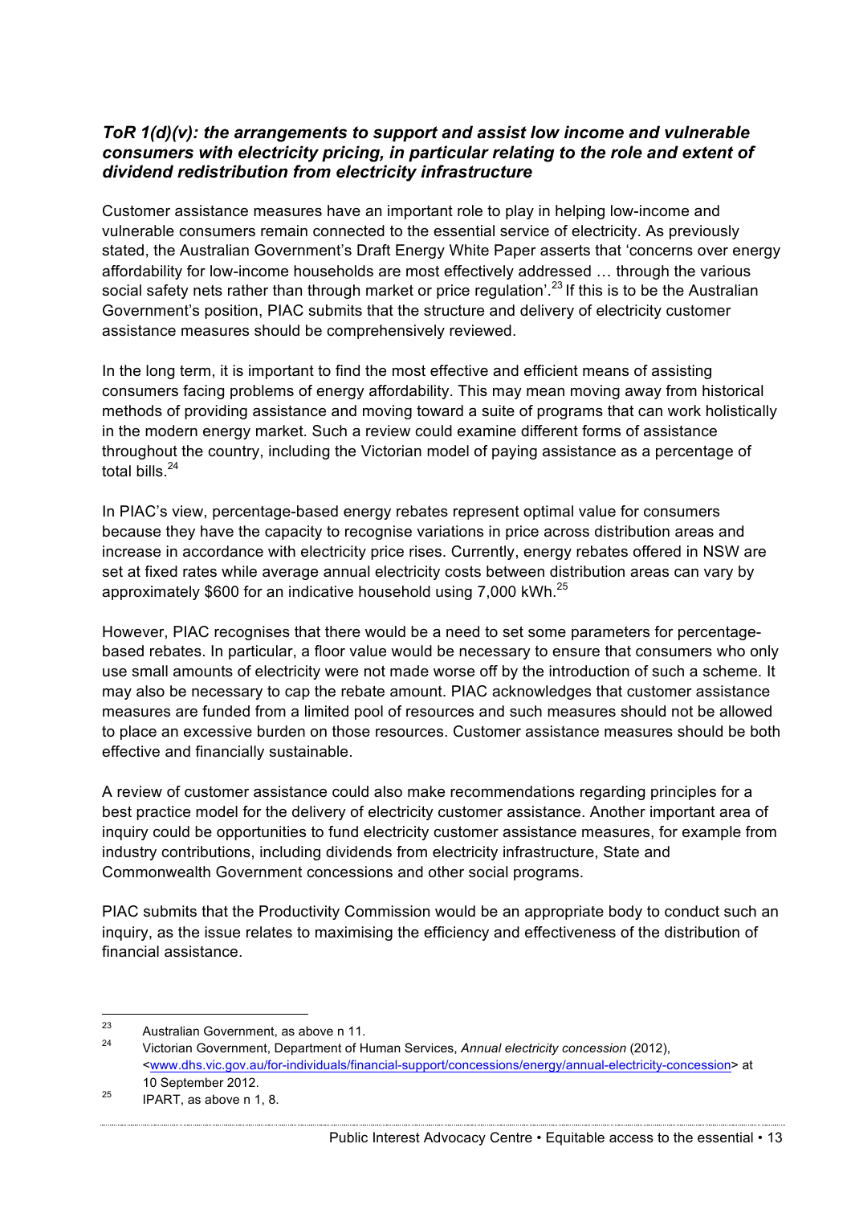### *ToR 1(d)(v): the arrangements to support and assist low income and vulnerable consumers with electricity pricing, in particular relating to the role and extent of dividend redistribution from electricity infrastructure*

Customer assistance measures have an important role to play in helping low-income and vulnerable consumers remain connected to the essential service of electricity. As previously stated, the Australian Government's Draft Energy White Paper asserts that 'concerns over energy affordability for low-income households are most effectively addressed … through the various social safety nets rather than through market or price regulation'.[23] If this is to be the Australian Government's position, PIAC submits that the structure and delivery of electricity customer assistance measures should be comprehensively reviewed.

In the long term, it is important to find the most effective and efficient means of assisting consumers facing problems of energy affordability. This may mean moving away from historical methods of providing assistance and moving toward a suite of programs that can work holistically in the modern energy market. Such a review could examine different forms of assistance throughout the country, including the Victorian model of paying assistance as a percentage of total bills.[24]

In PIAC's view, percentage-based energy rebates represent optimal value for consumers because they have the capacity to recognise variations in price across distribution areas and increase in accordance with electricity price rises. Currently, energy rebates offered in NSW are set at fixed rates while average annual electricity costs between distribution areas can vary by approximately $600 for an indicative household using 7,000 kWh.[25]

However, PIAC recognises that there would be a need to set some parameters for percentage-based rebates. In particular, a floor value would be necessary to ensure that consumers who only use small amounts of electricity were not made worse off by the introduction of such a scheme. It may also be necessary to cap the rebate amount. PIAC acknowledges that customer assistance measures are funded from a limited pool of resources and such measures should not be allowed to place an excessive burden on those resources. Customer assistance measures should be both effective and financially sustainable.

A review of customer assistance could also make recommendations regarding principles for a best practice model for the delivery of electricity customer assistance. Another important area of inquiry could be opportunities to fund electricity customer assistance measures, for example from industry contributions, including dividends from electricity infrastructure, State and Commonwealth Government concessions and other social programs.

PIAC submits that the Productivity Commission would be an appropriate body to conduct such an inquiry, as the issue relates to maximising the efficiency and effectiveness of the distribution of financial assistance.

---

[23] Australian Government, as above n 11.

[24] Victorian Government, Department of Human Services, *Annual electricity concession* (2012), <www.dhs.vic.gov.au/for-individuals/financial-support/concessions/energy/annual-electricity-concession> at 10 September 2012.

[25] IPART, as above n 1, 8.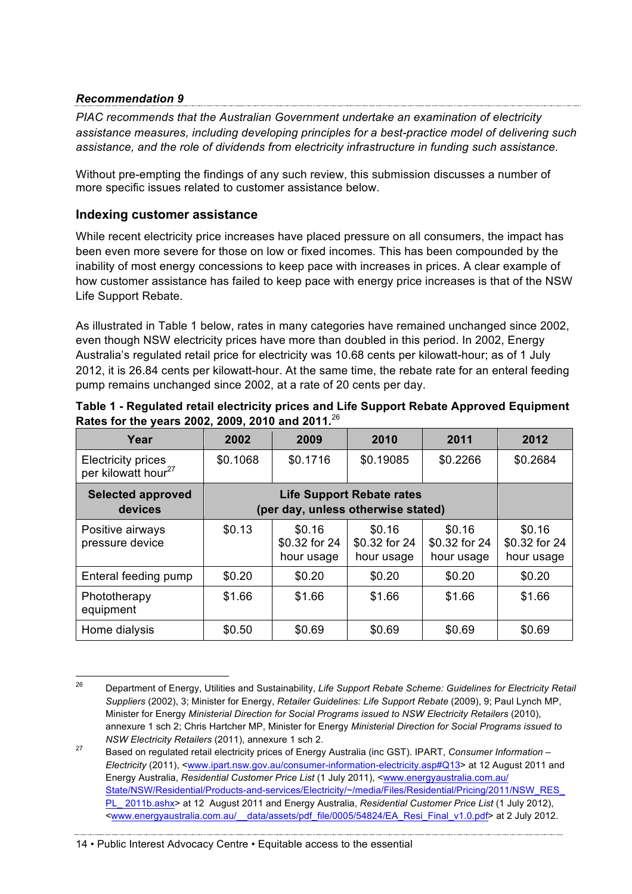***Recommendation 9***

*PIAC recommends that the Australian Government undertake an examination of electricity assistance measures, including developing principles for a best-practice model of delivering such assistance, and the role of dividends from electricity infrastructure in funding such assistance.*

Without pre-empting the findings of any such review, this submission discusses a number of more specific issues related to customer assistance below.

## Indexing customer assistance

While recent electricity price increases have placed pressure on all consumers, the impact has been even more severe for those on low or fixed incomes. This has been compounded by the inability of most energy concessions to keep pace with increases in prices. A clear example of how customer assistance has failed to keep pace with energy price increases is that of the NSW Life Support Rebate.

As illustrated in Table 1 below, rates in many categories have remained unchanged since 2002, even though NSW electricity prices have more than doubled in this period. In 2002, Energy Australia's regulated retail price for electricity was 10.68 cents per kilowatt-hour; as of 1 July 2012, it is 26.84 cents per kilowatt-hour. At the same time, the rebate rate for an enteral feeding pump remains unchanged since 2002, at a rate of 20 cents per day.

**Table 1 - Regulated retail electricity prices and Life Support Rebate Approved Equipment Rates for the years 2002, 2009, 2010 and 2011.**[26]

| Year | 2002 | 2009 | 2010 | 2011 | 2012 |
|---|---|---|---|---|---|
| Electricity prices per kilowatt hour[27] | $0.1068 | $0.1716 | $0.19085 | $0.2266 | $0.2684 |
| **Selected approved devices** | **Life Support Rebate rates (per day, unless otherwise stated)** | | | | |
| Positive airways pressure device | $0.13 | $0.16 $0.32 for 24 hour usage | $0.16 $0.32 for 24 hour usage | $0.16 $0.32 for 24 hour usage | $0.16 $0.32 for 24 hour usage |
| Enteral feeding pump | $0.20 | $0.20 | $0.20 | $0.20 | $0.20 |
| Phototherapy equipment | $1.66 | $1.66 | $1.66 | $1.66 | $1.66 |
| Home dialysis | $0.50 | $0.69 | $0.69 | $0.69 | $0.69 |

---

[26] Department of Energy, Utilities and Sustainability, *Life Support Rebate Scheme: Guidelines for Electricity Retail Suppliers* (2002), 3; Minister for Energy, *Retailer Guidelines: Life Support Rebate* (2009), 9; Paul Lynch MP, Minister for Energy *Ministerial Direction for Social Programs issued to NSW Electricity Retailers* (2010), annexure 1 sch 2; Chris Hartcher MP, Minister for Energy *Ministerial Direction for Social Programs issued to NSW Electricity Retailers* (2011), annexure 1 sch 2.

[27] Based on regulated retail electricity prices of Energy Australia (inc GST). IPART, *Consumer Information – Electricity* (2011), <www.ipart.nsw.gov.au/consumer-information-electricity.asp#Q13> at 12 August 2011 and Energy Australia, *Residential Customer Price List* (1 July 2011), <www.energyaustralia.com.au/State/NSW/Residential/Products-and-services/Electricity/~/media/Files/Residential/Pricing/2011/NSW_RES_PL_2011b.ashx> at 12 August 2011 and Energy Australia, *Residential Customer Price List* (1 July 2012), <www.energyaustralia.com.au/__data/assets/pdf_file/0005/54824/EA_Resi_Final_v1.0.pdf> at 2 July 2012.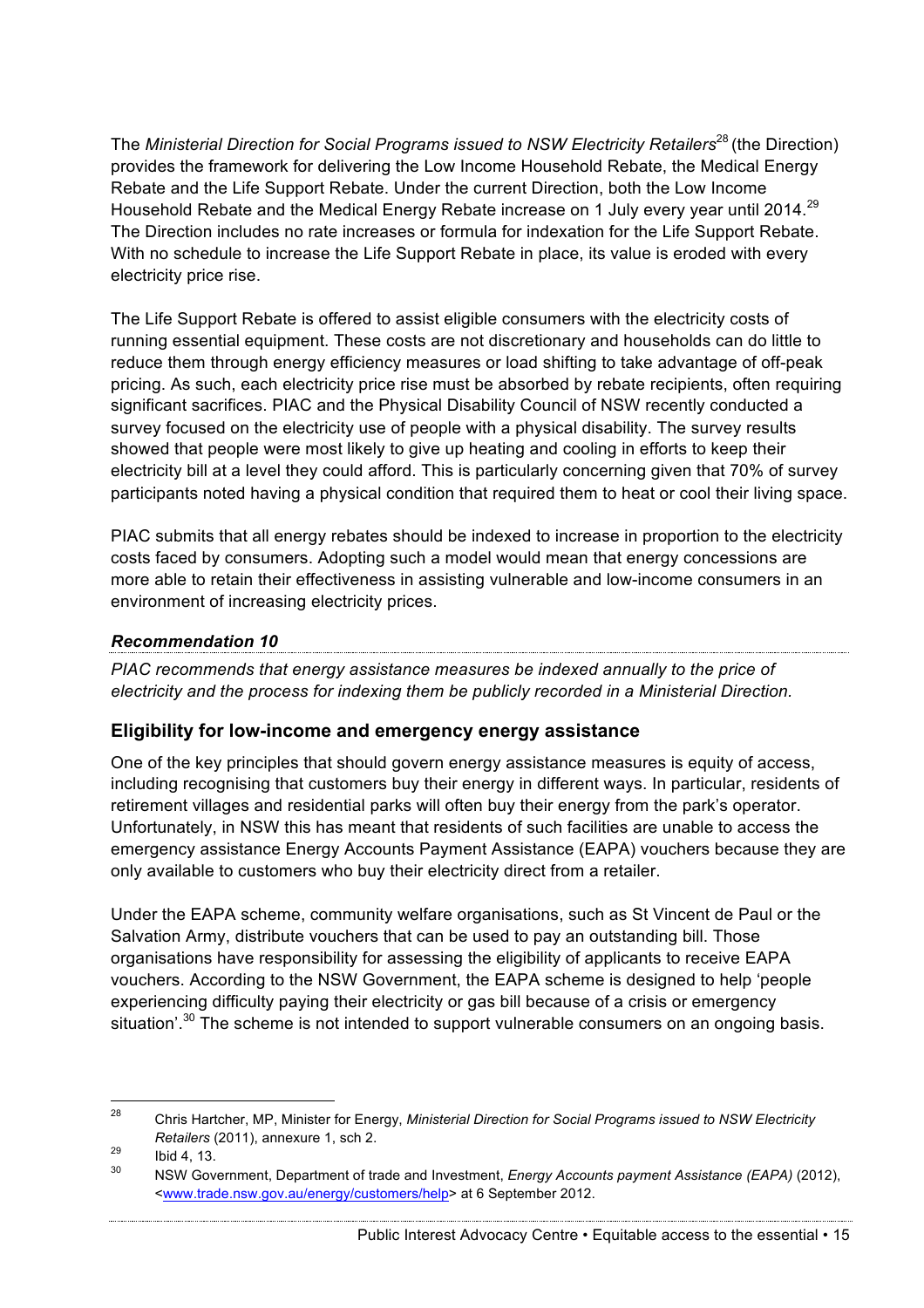The *Ministerial Direction for Social Programs issued to NSW Electricity Retailers*[28] (the Direction) provides the framework for delivering the Low Income Household Rebate, the Medical Energy Rebate and the Life Support Rebate. Under the current Direction, both the Low Income Household Rebate and the Medical Energy Rebate increase on 1 July every year until 2014.[29] The Direction includes no rate increases or formula for indexation for the Life Support Rebate. With no schedule to increase the Life Support Rebate in place, its value is eroded with every electricity price rise.

The Life Support Rebate is offered to assist eligible consumers with the electricity costs of running essential equipment. These costs are not discretionary and households can do little to reduce them through energy efficiency measures or load shifting to take advantage of off-peak pricing. As such, each electricity price rise must be absorbed by rebate recipients, often requiring significant sacrifices. PIAC and the Physical Disability Council of NSW recently conducted a survey focused on the electricity use of people with a physical disability. The survey results showed that people were most likely to give up heating and cooling in efforts to keep their electricity bill at a level they could afford. This is particularly concerning given that 70% of survey participants noted having a physical condition that required them to heat or cool their living space.

PIAC submits that all energy rebates should be indexed to increase in proportion to the electricity costs faced by consumers. Adopting such a model would mean that energy concessions are more able to retain their effectiveness in assisting vulnerable and low-income consumers in an environment of increasing electricity prices.

***Recommendation 10***

*PIAC recommends that energy assistance measures be indexed annually to the price of electricity and the process for indexing them be publicly recorded in a Ministerial Direction.*

## Eligibility for low-income and emergency energy assistance

One of the key principles that should govern energy assistance measures is equity of access, including recognising that customers buy their energy in different ways. In particular, residents of retirement villages and residential parks will often buy their energy from the park's operator. Unfortunately, in NSW this has meant that residents of such facilities are unable to access the emergency assistance Energy Accounts Payment Assistance (EAPA) vouchers because they are only available to customers who buy their electricity direct from a retailer.

Under the EAPA scheme, community welfare organisations, such as St Vincent de Paul or the Salvation Army, distribute vouchers that can be used to pay an outstanding bill. Those organisations have responsibility for assessing the eligibility of applicants to receive EAPA vouchers. According to the NSW Government, the EAPA scheme is designed to help 'people experiencing difficulty paying their electricity or gas bill because of a crisis or emergency situation'.[30] The scheme is not intended to support vulnerable consumers on an ongoing basis.

---

[28] Chris Hartcher, MP, Minister for Energy, *Ministerial Direction for Social Programs issued to NSW Electricity Retailers* (2011), annexure 1, sch 2.

[29] Ibid 4, 13.

[30] NSW Government, Department of trade and Investment, *Energy Accounts payment Assistance (EAPA)* (2012), <www.trade.nsw.gov.au/energy/customers/help> at 6 September 2012.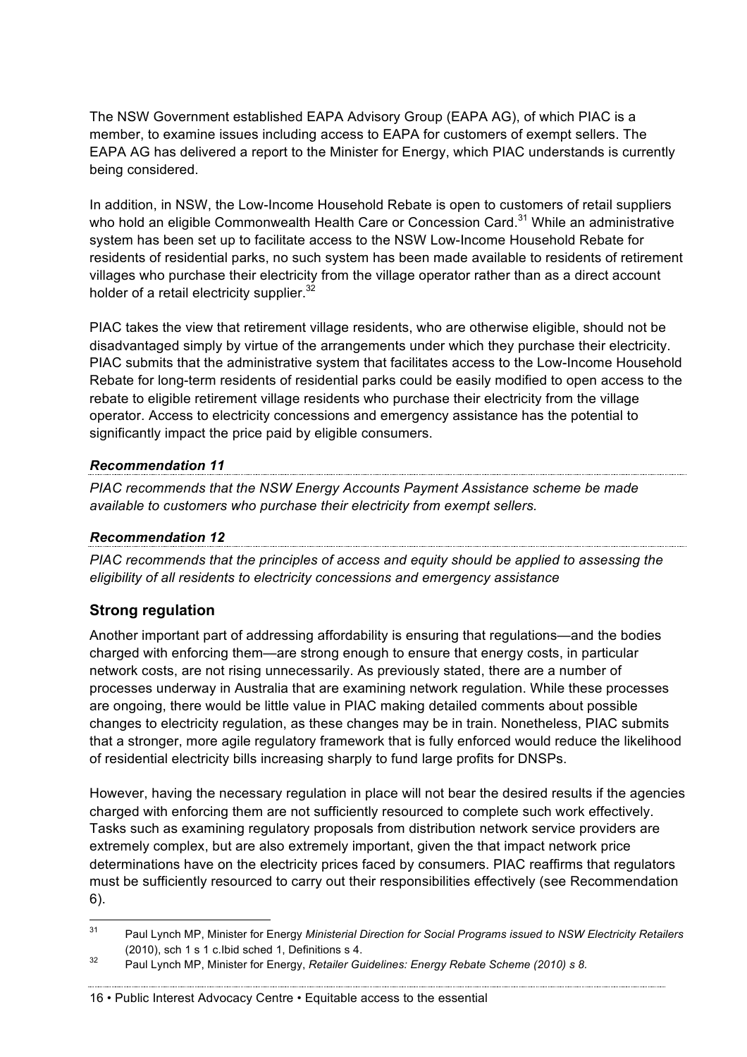The NSW Government established EAPA Advisory Group (EAPA AG), of which PIAC is a member, to examine issues including access to EAPA for customers of exempt sellers. The EAPA AG has delivered a report to the Minister for Energy, which PIAC understands is currently being considered.

In addition, in NSW, the Low-Income Household Rebate is open to customers of retail suppliers who hold an eligible Commonwealth Health Care or Concession Card.[31] While an administrative system has been set up to facilitate access to the NSW Low-Income Household Rebate for residents of residential parks, no such system has been made available to residents of retirement villages who purchase their electricity from the village operator rather than as a direct account holder of a retail electricity supplier.[32]

PIAC takes the view that retirement village residents, who are otherwise eligible, should not be disadvantaged simply by virtue of the arrangements under which they purchase their electricity. PIAC submits that the administrative system that facilitates access to the Low-Income Household Rebate for long-term residents of residential parks could be easily modified to open access to the rebate to eligible retirement village residents who purchase their electricity from the village operator. Access to electricity concessions and emergency assistance has the potential to significantly impact the price paid by eligible consumers.

***Recommendation 11***

*PIAC recommends that the NSW Energy Accounts Payment Assistance scheme be made available to customers who purchase their electricity from exempt sellers.*

***Recommendation 12***

*PIAC recommends that the principles of access and equity should be applied to assessing the eligibility of all residents to electricity concessions and emergency assistance*

## Strong regulation

Another important part of addressing affordability is ensuring that regulations—and the bodies charged with enforcing them—are strong enough to ensure that energy costs, in particular network costs, are not rising unnecessarily. As previously stated, there are a number of processes underway in Australia that are examining network regulation. While these processes are ongoing, there would be little value in PIAC making detailed comments about possible changes to electricity regulation, as these changes may be in train. Nonetheless, PIAC submits that a stronger, more agile regulatory framework that is fully enforced would reduce the likelihood of residential electricity bills increasing sharply to fund large profits for DNSPs.

However, having the necessary regulation in place will not bear the desired results if the agencies charged with enforcing them are not sufficiently resourced to complete such work effectively. Tasks such as examining regulatory proposals from distribution network service providers are extremely complex, but are also extremely important, given the that impact network price determinations have on the electricity prices faced by consumers. PIAC reaffirms that regulators must be sufficiently resourced to carry out their responsibilities effectively (see Recommendation 6).

---

[31] Paul Lynch MP, Minister for Energy *Ministerial Direction for Social Programs issued to NSW Electricity Retailers* (2010), sch 1 s 1 c.Ibid sched 1, Definitions s 4.

[32] Paul Lynch MP, Minister for Energy, *Retailer Guidelines: Energy Rebate Scheme (2010) s 8.*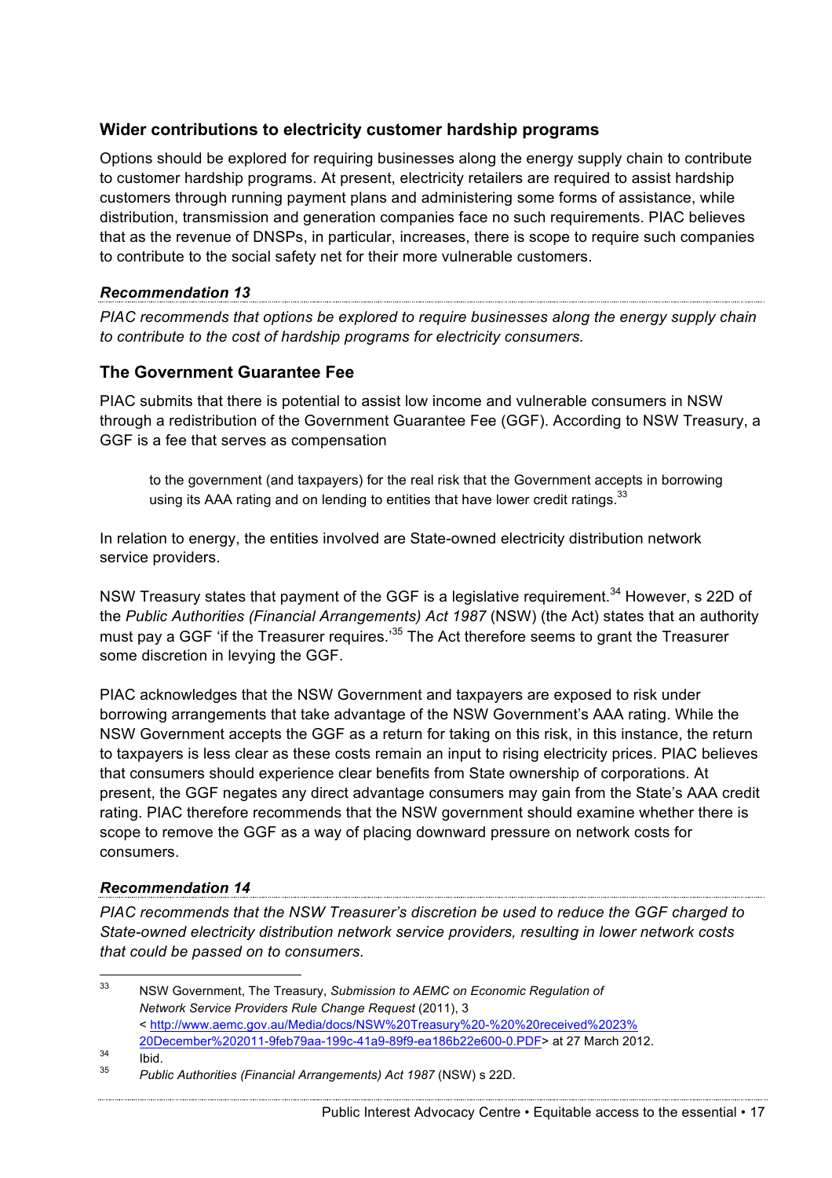### Wider contributions to electricity customer hardship programs

Options should be explored for requiring businesses along the energy supply chain to contribute to customer hardship programs. At present, electricity retailers are required to assist hardship customers through running payment plans and administering some forms of assistance, while distribution, transmission and generation companies face no such requirements. PIAC believes that as the revenue of DNSPs, in particular, increases, there is scope to require such companies to contribute to the social safety net for their more vulnerable customers.

***Recommendation 13***

*PIAC recommends that options be explored to require businesses along the energy supply chain to contribute to the cost of hardship programs for electricity consumers.*

### The Government Guarantee Fee

PIAC submits that there is potential to assist low income and vulnerable consumers in NSW through a redistribution of the Government Guarantee Fee (GGF). According to NSW Treasury, a GGF is a fee that serves as compensation

> to the government (and taxpayers) for the real risk that the Government accepts in borrowing using its AAA rating and on lending to entities that have lower credit ratings.[33]

In relation to energy, the entities involved are State-owned electricity distribution network service providers.

NSW Treasury states that payment of the GGF is a legislative requirement.[34] However, s 22D of the *Public Authorities (Financial Arrangements) Act 1987* (NSW) (the Act) states that an authority must pay a GGF 'if the Treasurer requires.'[35] The Act therefore seems to grant the Treasurer some discretion in levying the GGF.

PIAC acknowledges that the NSW Government and taxpayers are exposed to risk under borrowing arrangements that take advantage of the NSW Government's AAA rating. While the NSW Government accepts the GGF as a return for taking on this risk, in this instance, the return to taxpayers is less clear as these costs remain an input to rising electricity prices. PIAC believes that consumers should experience clear benefits from State ownership of corporations. At present, the GGF negates any direct advantage consumers may gain from the State's AAA credit rating. PIAC therefore recommends that the NSW government should examine whether there is scope to remove the GGF as a way of placing downward pressure on network costs for consumers.

***Recommendation 14***

*PIAC recommends that the NSW Treasurer's discretion be used to reduce the GGF charged to State-owned electricity distribution network service providers, resulting in lower network costs that could be passed on to consumers.*

---

[33] NSW Government, The Treasury, *Submission to AEMC on Economic Regulation of Network Service Providers Rule Change Request* (2011), 3 < http://www.aemc.gov.au/Media/docs/NSW%20Treasury%20-%20%20received%2023%20December%202011-9feb79aa-199c-41a9-89f9-ea186b22e600-0.PDF> at 27 March 2012.

[34] Ibid.

[35] *Public Authorities (Financial Arrangements) Act 1987* (NSW) s 22D.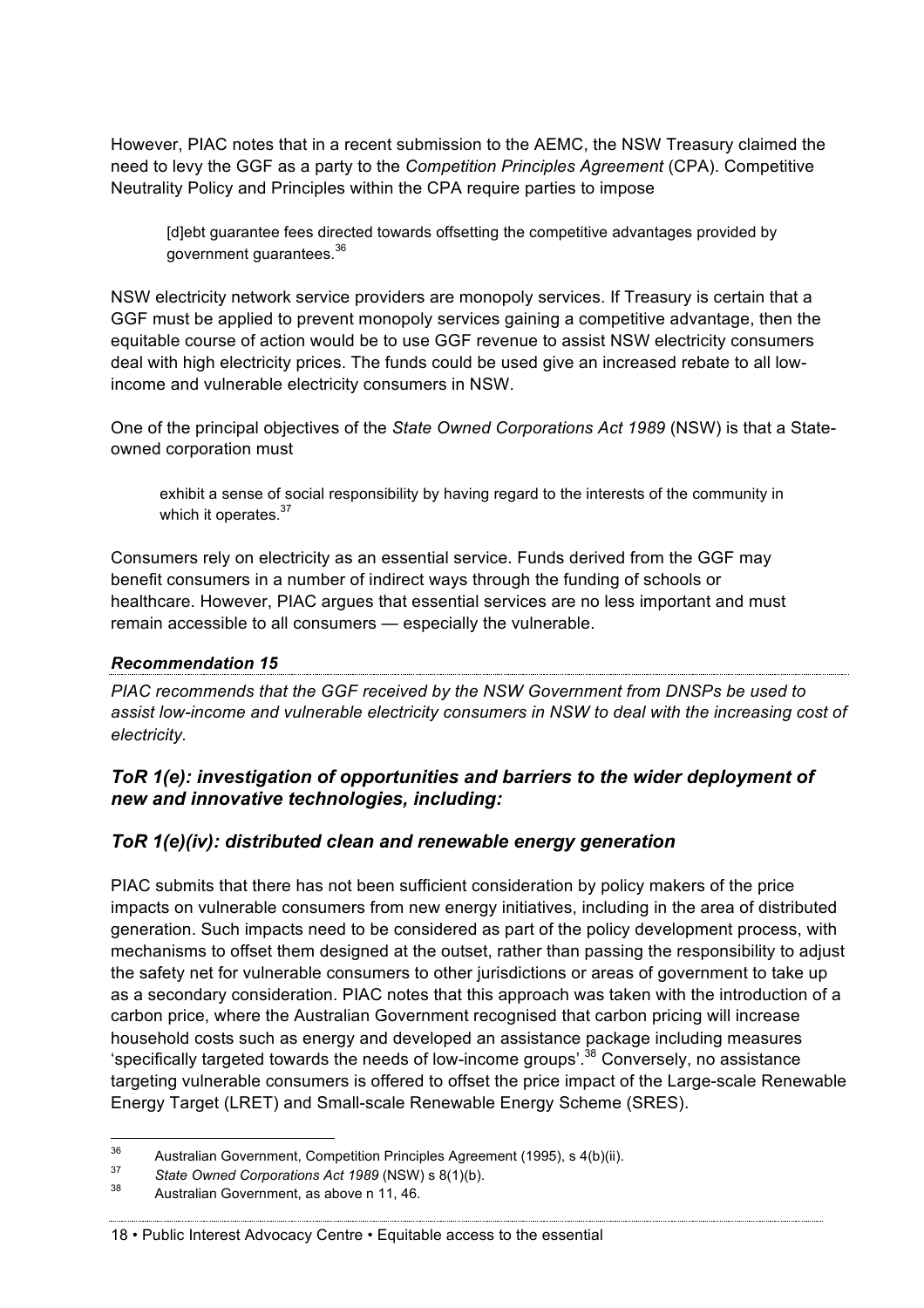However, PIAC notes that in a recent submission to the AEMC, the NSW Treasury claimed the need to levy the GGF as a party to the *Competition Principles Agreement* (CPA). Competitive Neutrality Policy and Principles within the CPA require parties to impose

> [d]ebt guarantee fees directed towards offsetting the competitive advantages provided by government guarantees.[36]

NSW electricity network service providers are monopoly services. If Treasury is certain that a GGF must be applied to prevent monopoly services gaining a competitive advantage, then the equitable course of action would be to use GGF revenue to assist NSW electricity consumers deal with high electricity prices. The funds could be used give an increased rebate to all low-income and vulnerable electricity consumers in NSW.

One of the principal objectives of the *State Owned Corporations Act 1989* (NSW) is that a State-owned corporation must

> exhibit a sense of social responsibility by having regard to the interests of the community in which it operates.[37]

Consumers rely on electricity as an essential service. Funds derived from the GGF may benefit consumers in a number of indirect ways through the funding of schools or healthcare. However, PIAC argues that essential services are no less important and must remain accessible to all consumers — especially the vulnerable.

***Recommendation 15***

*PIAC recommends that the GGF received by the NSW Government from DNSPs be used to assist low-income and vulnerable electricity consumers in NSW to deal with the increasing cost of electricity.*

### *ToR 1(e): investigation of opportunities and barriers to the wider deployment of new and innovative technologies, including:*

### *ToR 1(e)(iv): distributed clean and renewable energy generation*

PIAC submits that there has not been sufficient consideration by policy makers of the price impacts on vulnerable consumers from new energy initiatives, including in the area of distributed generation. Such impacts need to be considered as part of the policy development process, with mechanisms to offset them designed at the outset, rather than passing the responsibility to adjust the safety net for vulnerable consumers to other jurisdictions or areas of government to take up as a secondary consideration. PIAC notes that this approach was taken with the introduction of a carbon price, where the Australian Government recognised that carbon pricing will increase household costs such as energy and developed an assistance package including measures 'specifically targeted towards the needs of low-income groups'.[38] Conversely, no assistance targeting vulnerable consumers is offered to offset the price impact of the Large-scale Renewable Energy Target (LRET) and Small-scale Renewable Energy Scheme (SRES).

---

[36] Australian Government, Competition Principles Agreement (1995), s 4(b)(ii).

[37] *State Owned Corporations Act 1989* (NSW) s 8(1)(b).

[38] Australian Government, as above n 11, 46.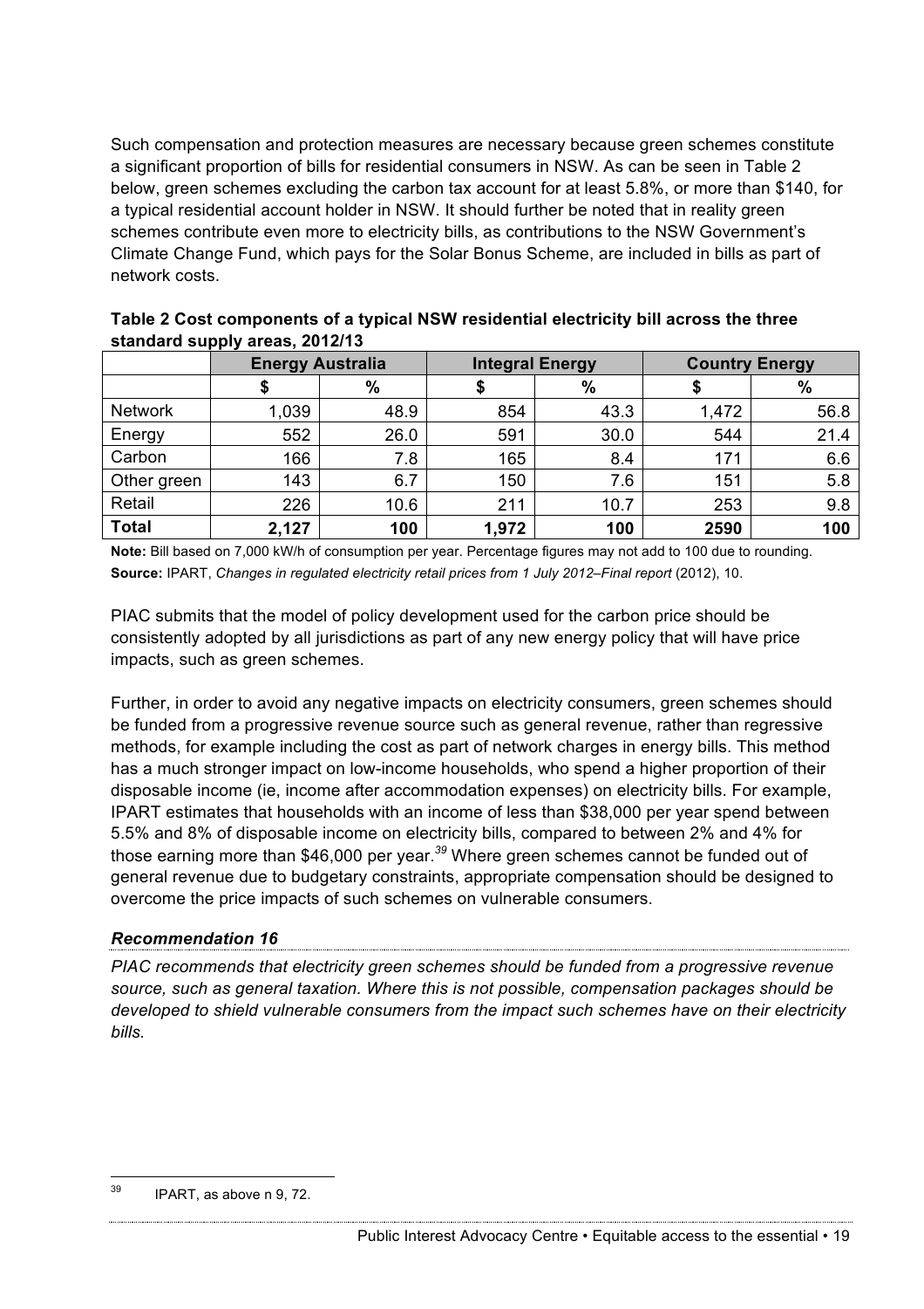Such compensation and protection measures are necessary because green schemes constitute a significant proportion of bills for residential consumers in NSW. As can be seen in Table 2 below, green schemes excluding the carbon tax account for at least 5.8%, or more than $140, for a typical residential account holder in NSW. It should further be noted that in reality green schemes contribute even more to electricity bills, as contributions to the NSW Government's Climate Change Fund, which pays for the Solar Bonus Scheme, are included in bills as part of network costs.

**Table 2 Cost components of a typical NSW residential electricity bill across the three standard supply areas, 2012/13**

| | Energy Australia | | Integral Energy | | Country Energy | |
|---|---|---|---|---|---|---|
| | $ | % | $ | % | $ | % |
| Network | 1,039 | 48.9 | 854 | 43.3 | 1,472 | 56.8 |
| Energy | 552 | 26.0 | 591 | 30.0 | 544 | 21.4 |
| Carbon | 166 | 7.8 | 165 | 8.4 | 171 | 6.6 |
| Other green | 143 | 6.7 | 150 | 7.6 | 151 | 5.8 |
| Retail | 226 | 10.6 | 211 | 10.7 | 253 | 9.8 |
| **Total** | **2,127** | **100** | **1,972** | **100** | **2590** | **100** |

**Note:** Bill based on 7,000 kW/h of consumption per year. Percentage figures may not add to 100 due to rounding.
**Source:** IPART, *Changes in regulated electricity retail prices from 1 July 2012–Final report* (2012), 10.

PIAC submits that the model of policy development used for the carbon price should be consistently adopted by all jurisdictions as part of any new energy policy that will have price impacts, such as green schemes.

Further, in order to avoid any negative impacts on electricity consumers, green schemes should be funded from a progressive revenue source such as general revenue, rather than regressive methods, for example including the cost as part of network charges in energy bills. This method has a much stronger impact on low-income households, who spend a higher proportion of their disposable income (ie, income after accommodation expenses) on electricity bills. For example, IPART estimates that households with an income of less than $38,000 per year spend between 5.5% and 8% of disposable income on electricity bills, compared to between 2% and 4% for those earning more than $46,000 per year.[39] Where green schemes cannot be funded out of general revenue due to budgetary constraints, appropriate compensation should be designed to overcome the price impacts of such schemes on vulnerable consumers.

### *Recommendation 16*

*PIAC recommends that electricity green schemes should be funded from a progressive revenue source, such as general taxation. Where this is not possible, compensation packages should be developed to shield vulnerable consumers from the impact such schemes have on their electricity bills.*

---

[39] IPART, as above n 9, 72.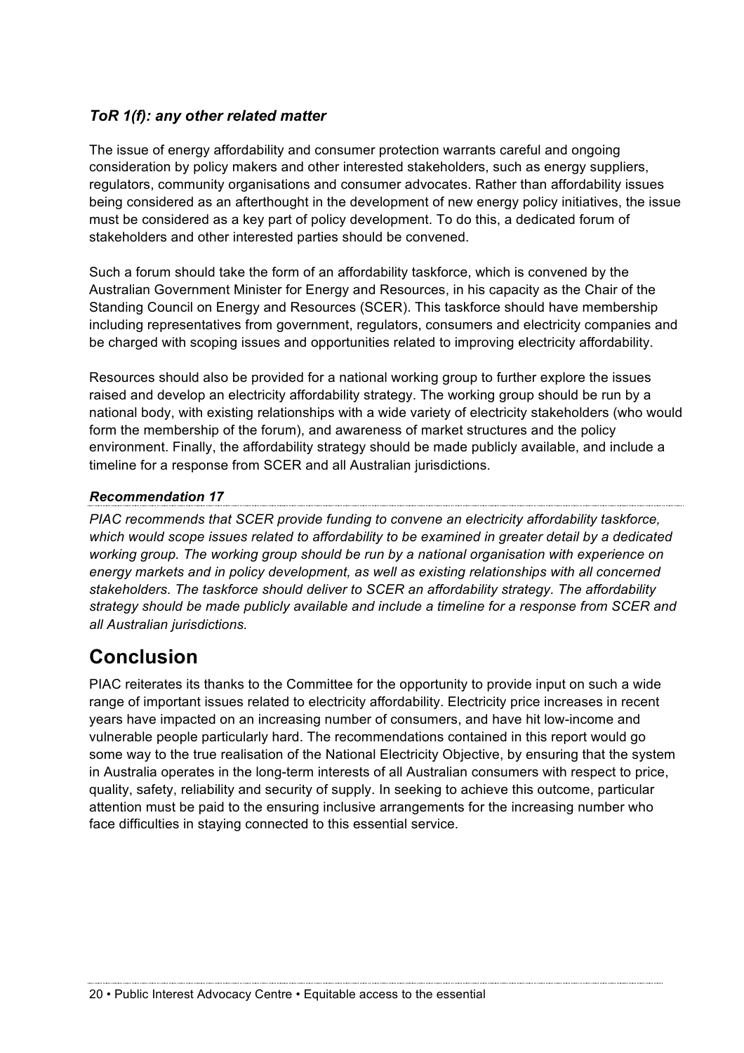### *ToR 1(f): any other related matter*

The issue of energy affordability and consumer protection warrants careful and ongoing consideration by policy makers and other interested stakeholders, such as energy suppliers, regulators, community organisations and consumer advocates. Rather than affordability issues being considered as an afterthought in the development of new energy policy initiatives, the issue must be considered as a key part of policy development. To do this, a dedicated forum of stakeholders and other interested parties should be convened.

Such a forum should take the form of an affordability taskforce, which is convened by the Australian Government Minister for Energy and Resources, in his capacity as the Chair of the Standing Council on Energy and Resources (SCER). This taskforce should have membership including representatives from government, regulators, consumers and electricity companies and be charged with scoping issues and opportunities related to improving electricity affordability.

Resources should also be provided for a national working group to further explore the issues raised and develop an electricity affordability strategy. The working group should be run by a national body, with existing relationships with a wide variety of electricity stakeholders (who would form the membership of the forum), and awareness of market structures and the policy environment. Finally, the affordability strategy should be made publicly available, and include a timeline for a response from SCER and all Australian jurisdictions.

***Recommendation 17***

*PIAC recommends that SCER provide funding to convene an electricity affordability taskforce, which would scope issues related to affordability to be examined in greater detail by a dedicated working group. The working group should be run by a national organisation with experience on energy markets and in policy development, as well as existing relationships with all concerned stakeholders. The taskforce should deliver to SCER an affordability strategy. The affordability strategy should be made publicly available and include a timeline for a response from SCER and all Australian jurisdictions.*

# Conclusion

PIAC reiterates its thanks to the Committee for the opportunity to provide input on such a wide range of important issues related to electricity affordability. Electricity price increases in recent years have impacted on an increasing number of consumers, and have hit low-income and vulnerable people particularly hard. The recommendations contained in this report would go some way to the true realisation of the National Electricity Objective, by ensuring that the system in Australia operates in the long-term interests of all Australian consumers with respect to price, quality, safety, reliability and security of supply. In seeking to achieve this outcome, particular attention must be paid to the ensuring inclusive arrangements for the increasing number who face difficulties in staying connected to this essential service.